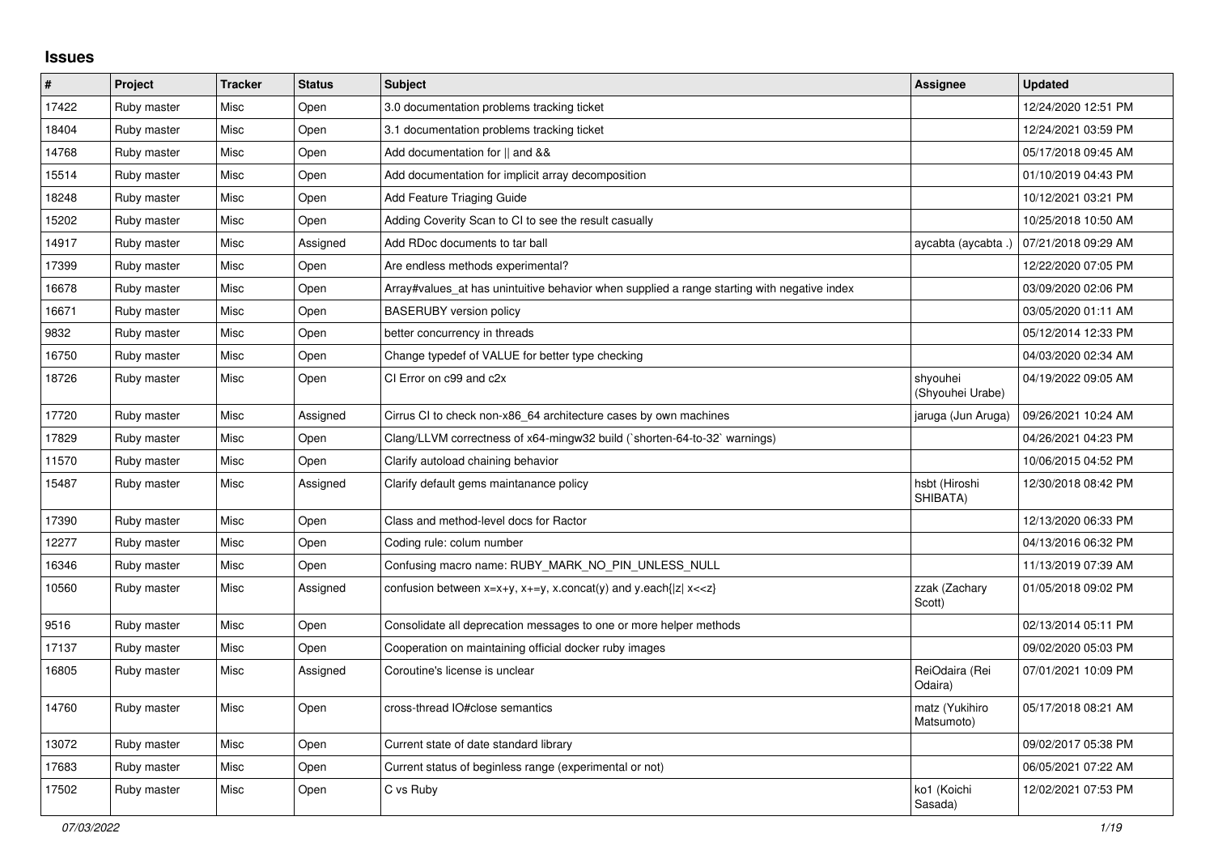# Issues

| # | Project | Tracker | Status | Subject | Assignee | Updated |
|---|---|---|---|---|---|---|
| 17422 | Ruby master | Misc | Open | 3.0 documentation problems tracking ticket | | 12/24/2020 12:51 PM |
| 18404 | Ruby master | Misc | Open | 3.1 documentation problems tracking ticket | | 12/24/2021 03:59 PM |
| 14768 | Ruby master | Misc | Open | Add documentation for \|\| and && | | 05/17/2018 09:45 AM |
| 15514 | Ruby master | Misc | Open | Add documentation for implicit array decomposition | | 01/10/2019 04:43 PM |
| 18248 | Ruby master | Misc | Open | Add Feature Triaging Guide | | 10/12/2021 03:21 PM |
| 15202 | Ruby master | Misc | Open | Adding Coverity Scan to CI to see the result casually | | 10/25/2018 10:50 AM |
| 14917 | Ruby master | Misc | Assigned | Add RDoc documents to tar ball | aycabta (aycabta .) | 07/21/2018 09:29 AM |
| 17399 | Ruby master | Misc | Open | Are endless methods experimental? | | 12/22/2020 07:05 PM |
| 16678 | Ruby master | Misc | Open | Array#values_at has unintuitive behavior when supplied a range starting with negative index | | 03/09/2020 02:06 PM |
| 16671 | Ruby master | Misc | Open | BASERUBY version policy | | 03/05/2020 01:11 AM |
| 9832 | Ruby master | Misc | Open | better concurrency in threads | | 05/12/2014 12:33 PM |
| 16750 | Ruby master | Misc | Open | Change typedef of VALUE for better type checking | | 04/03/2020 02:34 AM |
| 18726 | Ruby master | Misc | Open | CI Error on c99 and c2x | shyouhei (Shyouhei Urabe) | 04/19/2022 09:05 AM |
| 17720 | Ruby master | Misc | Assigned | Cirrus CI to check non-x86_64 architecture cases by own machines | jaruga (Jun Aruga) | 09/26/2021 10:24 AM |
| 17829 | Ruby master | Misc | Open | Clang/LLVM correctness of x64-mingw32 build (`shorten-64-to-32` warnings) | | 04/26/2021 04:23 PM |
| 11570 | Ruby master | Misc | Open | Clarify autoload chaining behavior | | 10/06/2015 04:52 PM |
| 15487 | Ruby master | Misc | Assigned | Clarify default gems maintanance policy | hsbt (Hiroshi SHIBATA) | 12/30/2018 08:42 PM |
| 17390 | Ruby master | Misc | Open | Class and method-level docs for Ractor | | 12/13/2020 06:33 PM |
| 12277 | Ruby master | Misc | Open | Coding rule: colum number | | 04/13/2016 06:32 PM |
| 16346 | Ruby master | Misc | Open | Confusing macro name: RUBY_MARK_NO_PIN_UNLESS_NULL | | 11/13/2019 07:39 AM |
| 10560 | Ruby master | Misc | Assigned | confusion between x=x+y, x+=y, x.concat(y) and y.each{\|z\| x<<z} | zzak (Zachary Scott) | 01/05/2018 09:02 PM |
| 9516 | Ruby master | Misc | Open | Consolidate all deprecation messages to one or more helper methods | | 02/13/2014 05:11 PM |
| 17137 | Ruby master | Misc | Open | Cooperation on maintaining official docker ruby images | | 09/02/2020 05:03 PM |
| 16805 | Ruby master | Misc | Assigned | Coroutine's license is unclear | ReiOdaira (Rei Odaira) | 07/01/2021 10:09 PM |
| 14760 | Ruby master | Misc | Open | cross-thread IO#close semantics | matz (Yukihiro Matsumoto) | 05/17/2018 08:21 AM |
| 13072 | Ruby master | Misc | Open | Current state of date standard library | | 09/02/2017 05:38 PM |
| 17683 | Ruby master | Misc | Open | Current status of beginless range (experimental or not) | | 06/05/2021 07:22 AM |
| 17502 | Ruby master | Misc | Open | C vs Ruby | ko1 (Koichi Sasada) | 12/02/2021 07:53 PM |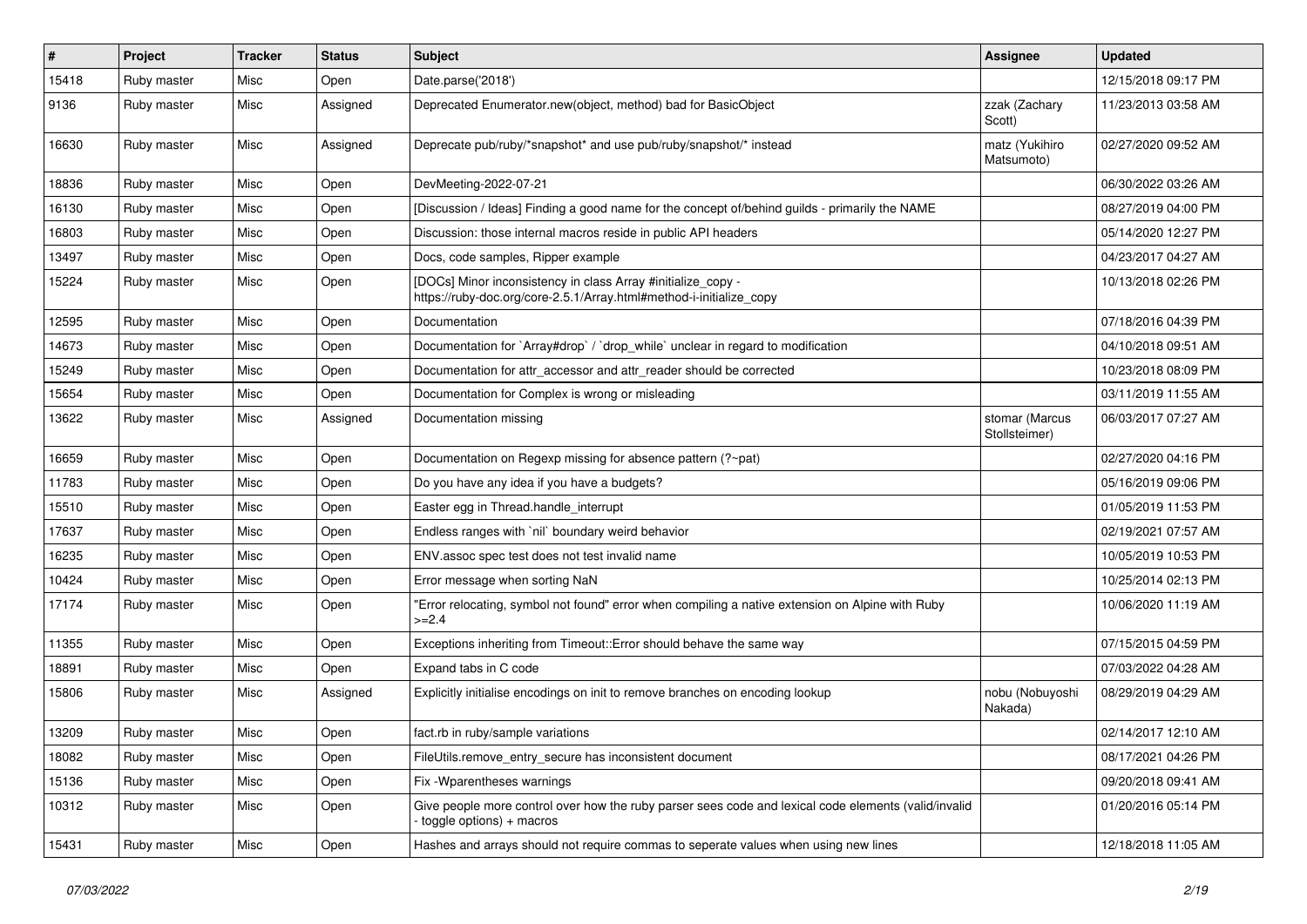| # | Project | Tracker | Status | Subject | Assignee | Updated |
|---|---|---|---|---|---|---|
| 15418 | Ruby master | Misc | Open | Date.parse('2018') | | 12/15/2018 09:17 PM |
| 9136 | Ruby master | Misc | Assigned | Deprecated Enumerator.new(object, method) bad for BasicObject | zzak (Zachary Scott) | 11/23/2013 03:58 AM |
| 16630 | Ruby master | Misc | Assigned | Deprecate pub/ruby/*snapshot* and use pub/ruby/snapshot/* instead | matz (Yukihiro Matsumoto) | 02/27/2020 09:52 AM |
| 18836 | Ruby master | Misc | Open | DevMeeting-2022-07-21 | | 06/30/2022 03:26 AM |
| 16130 | Ruby master | Misc | Open | [Discussion / Ideas] Finding a good name for the concept of/behind guilds - primarily the NAME | | 08/27/2019 04:00 PM |
| 16803 | Ruby master | Misc | Open | Discussion: those internal macros reside in public API headers | | 05/14/2020 12:27 PM |
| 13497 | Ruby master | Misc | Open | Docs, code samples, Ripper example | | 04/23/2017 04:27 AM |
| 15224 | Ruby master | Misc | Open | [DOCs] Minor inconsistency in class Array #initialize_copy - https://ruby-doc.org/core-2.5.1/Array.html#method-i-initialize_copy | | 10/13/2018 02:26 PM |
| 12595 | Ruby master | Misc | Open | Documentation | | 07/18/2016 04:39 PM |
| 14673 | Ruby master | Misc | Open | Documentation for `Array#drop` / `drop_while` unclear in regard to modification | | 04/10/2018 09:51 AM |
| 15249 | Ruby master | Misc | Open | Documentation for attr_accessor and attr_reader should be corrected | | 10/23/2018 08:09 PM |
| 15654 | Ruby master | Misc | Open | Documentation for Complex is wrong or misleading | | 03/11/2019 11:55 AM |
| 13622 | Ruby master | Misc | Assigned | Documentation missing | stomar (Marcus Stollsteimer) | 06/03/2017 07:27 AM |
| 16659 | Ruby master | Misc | Open | Documentation on Regexp missing for absence pattern (?~pat) | | 02/27/2020 04:16 PM |
| 11783 | Ruby master | Misc | Open | Do you have any idea if you have a budgets? | | 05/16/2019 09:06 PM |
| 15510 | Ruby master | Misc | Open | Easter egg in Thread.handle_interrupt | | 01/05/2019 11:53 PM |
| 17637 | Ruby master | Misc | Open | Endless ranges with `nil` boundary weird behavior | | 02/19/2021 07:57 AM |
| 16235 | Ruby master | Misc | Open | ENV.assoc spec test does not test invalid name | | 10/05/2019 10:53 PM |
| 10424 | Ruby master | Misc | Open | Error message when sorting NaN | | 10/25/2014 02:13 PM |
| 17174 | Ruby master | Misc | Open | "Error relocating, symbol not found" error when compiling a native extension on Alpine with Ruby >=2.4 | | 10/06/2020 11:19 AM |
| 11355 | Ruby master | Misc | Open | Exceptions inheriting from Timeout::Error should behave the same way | | 07/15/2015 04:59 PM |
| 18891 | Ruby master | Misc | Open | Expand tabs in C code | | 07/03/2022 04:28 AM |
| 15806 | Ruby master | Misc | Assigned | Explicitly initialise encodings on init to remove branches on encoding lookup | nobu (Nobuyoshi Nakada) | 08/29/2019 04:29 AM |
| 13209 | Ruby master | Misc | Open | fact.rb in ruby/sample variations | | 02/14/2017 12:10 AM |
| 18082 | Ruby master | Misc | Open | FileUtils.remove_entry_secure has inconsistent document | | 08/17/2021 04:26 PM |
| 15136 | Ruby master | Misc | Open | Fix -Wparentheses warnings | | 09/20/2018 09:41 AM |
| 10312 | Ruby master | Misc | Open | Give people more control over how the ruby parser sees code and lexical code elements (valid/invalid - toggle options) + macros | | 01/20/2016 05:14 PM |
| 15431 | Ruby master | Misc | Open | Hashes and arrays should not require commas to seperate values when using new lines | | 12/18/2018 11:05 AM |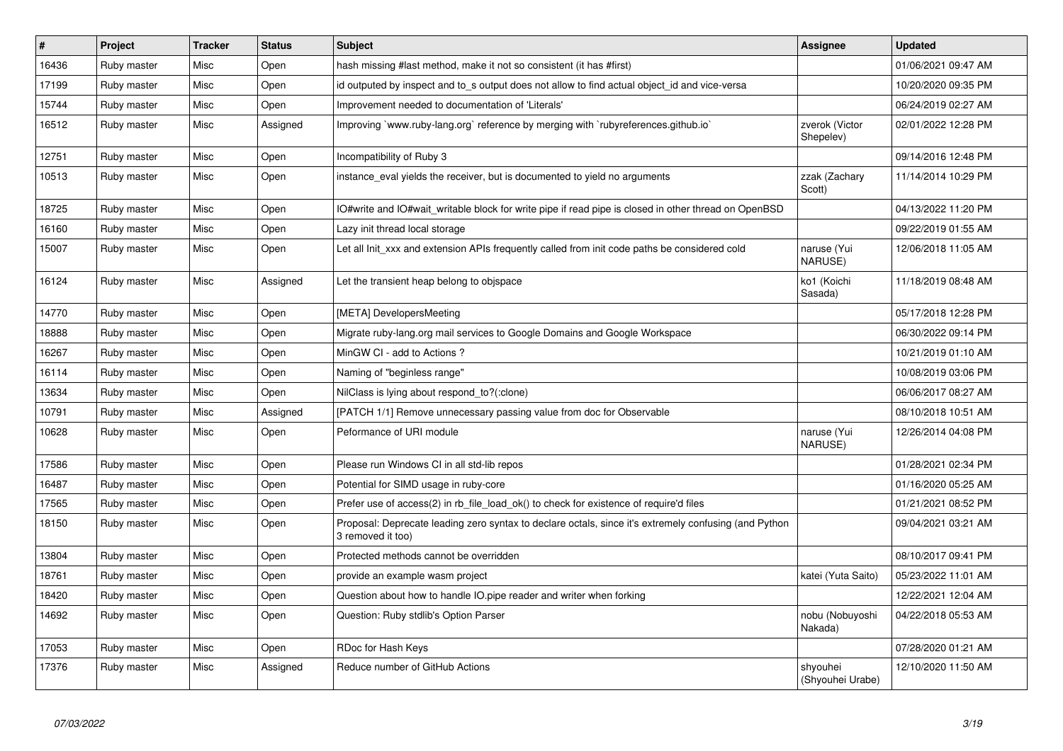| # | Project | Tracker | Status | Subject | Assignee | Updated |
|---|---|---|---|---|---|---|
| 16436 | Ruby master | Misc | Open | hash missing #last method, make it not so consistent (it has #first) | | 01/06/2021 09:47 AM |
| 17199 | Ruby master | Misc | Open | id outputed by inspect and to_s output does not allow to find actual object_id and vice-versa | | 10/20/2020 09:35 PM |
| 15744 | Ruby master | Misc | Open | Improvement needed to documentation of 'Literals' | | 06/24/2019 02:27 AM |
| 16512 | Ruby master | Misc | Assigned | Improving `www.ruby-lang.org` reference by merging with `rubyreferences.github.io` | zverok (Victor Shepelev) | 02/01/2022 12:28 PM |
| 12751 | Ruby master | Misc | Open | Incompatibility of Ruby 3 | | 09/14/2016 12:48 PM |
| 10513 | Ruby master | Misc | Open | instance_eval yields the receiver, but is documented to yield no arguments | zzak (Zachary Scott) | 11/14/2014 10:29 PM |
| 18725 | Ruby master | Misc | Open | IO#write and IO#wait_writable block for write pipe if read pipe is closed in other thread on OpenBSD | | 04/13/2022 11:20 PM |
| 16160 | Ruby master | Misc | Open | Lazy init thread local storage | | 09/22/2019 01:55 AM |
| 15007 | Ruby master | Misc | Open | Let all Init_xxx and extension APIs frequently called from init code paths be considered cold | naruse (Yui NARUSE) | 12/06/2018 11:05 AM |
| 16124 | Ruby master | Misc | Assigned | Let the transient heap belong to objspace | ko1 (Koichi Sasada) | 11/18/2019 08:48 AM |
| 14770 | Ruby master | Misc | Open | [META] DevelopersMeeting | | 05/17/2018 12:28 PM |
| 18888 | Ruby master | Misc | Open | Migrate ruby-lang.org mail services to Google Domains and Google Workspace | | 06/30/2022 09:14 PM |
| 16267 | Ruby master | Misc | Open | MinGW CI - add to Actions ? | | 10/21/2019 01:10 AM |
| 16114 | Ruby master | Misc | Open | Naming of "beginless range" | | 10/08/2019 03:06 PM |
| 13634 | Ruby master | Misc | Open | NilClass is lying about respond_to?(:clone) | | 06/06/2017 08:27 AM |
| 10791 | Ruby master | Misc | Assigned | [PATCH 1/1] Remove unnecessary passing value from doc for Observable | | 08/10/2018 10:51 AM |
| 10628 | Ruby master | Misc | Open | Peformance of URI module | naruse (Yui NARUSE) | 12/26/2014 04:08 PM |
| 17586 | Ruby master | Misc | Open | Please run Windows CI in all std-lib repos | | 01/28/2021 02:34 PM |
| 16487 | Ruby master | Misc | Open | Potential for SIMD usage in ruby-core | | 01/16/2020 05:25 AM |
| 17565 | Ruby master | Misc | Open | Prefer use of access(2) in rb_file_load_ok() to check for existence of require'd files | | 01/21/2021 08:52 PM |
| 18150 | Ruby master | Misc | Open | Proposal: Deprecate leading zero syntax to declare octals, since it's extremely confusing (and Python 3 removed it too) | | 09/04/2021 03:21 AM |
| 13804 | Ruby master | Misc | Open | Protected methods cannot be overridden | | 08/10/2017 09:41 PM |
| 18761 | Ruby master | Misc | Open | provide an example wasm project | katei (Yuta Saito) | 05/23/2022 11:01 AM |
| 18420 | Ruby master | Misc | Open | Question about how to handle IO.pipe reader and writer when forking | | 12/22/2021 12:04 AM |
| 14692 | Ruby master | Misc | Open | Question: Ruby stdlib's Option Parser | nobu (Nobuyoshi Nakada) | 04/22/2018 05:53 AM |
| 17053 | Ruby master | Misc | Open | RDoc for Hash Keys | | 07/28/2020 01:21 AM |
| 17376 | Ruby master | Misc | Assigned | Reduce number of GitHub Actions | shyouhei (Shyouhei Urabe) | 12/10/2020 11:50 AM |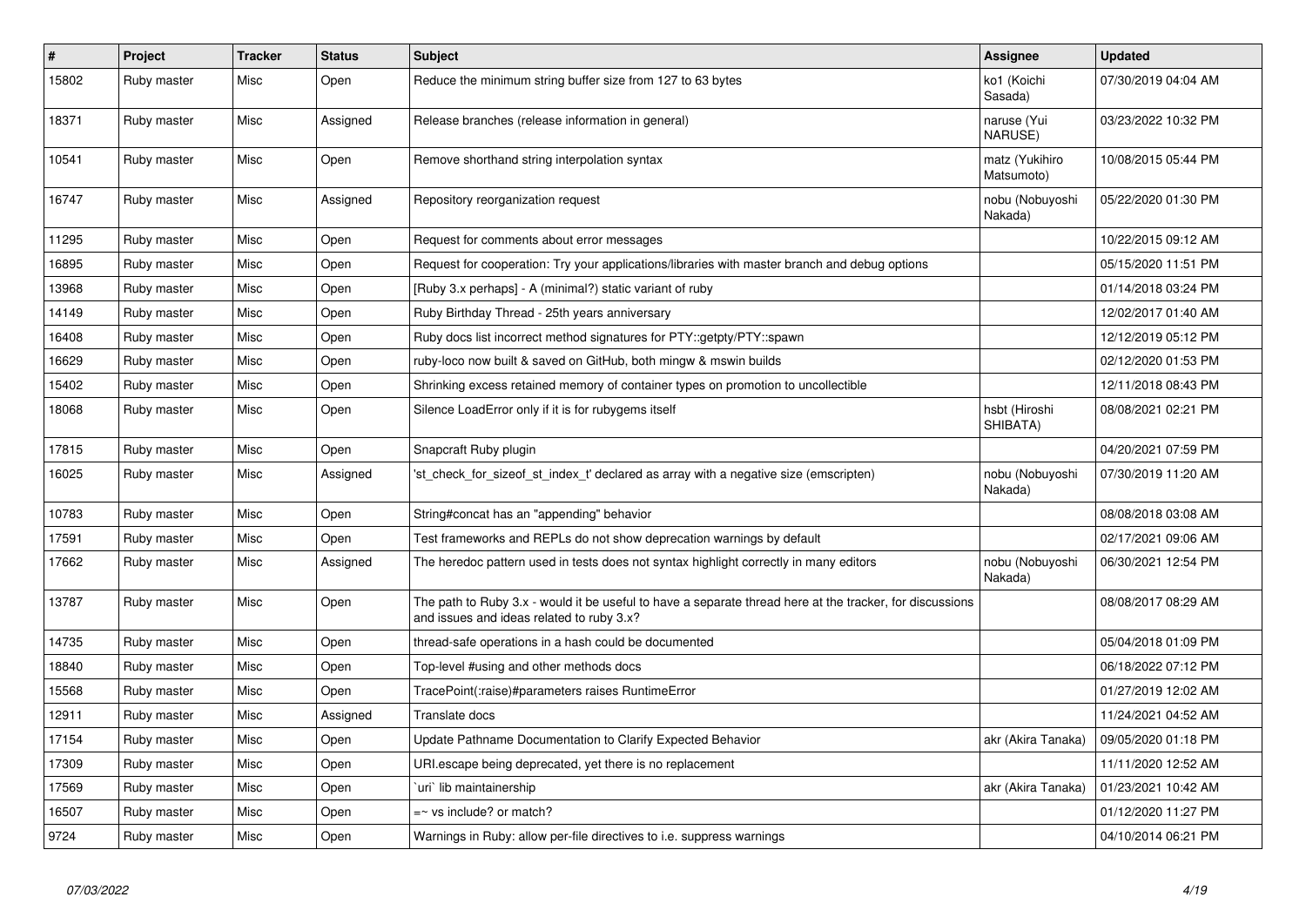| # | Project | Tracker | Status | Subject | Assignee | Updated |
|---|---|---|---|---|---|---|
| 15802 | Ruby master | Misc | Open | Reduce the minimum string buffer size from 127 to 63 bytes | ko1 (Koichi Sasada) | 07/30/2019 04:04 AM |
| 18371 | Ruby master | Misc | Assigned | Release branches (release information in general) | naruse (Yui NARUSE) | 03/23/2022 10:32 PM |
| 10541 | Ruby master | Misc | Open | Remove shorthand string interpolation syntax | matz (Yukihiro Matsumoto) | 10/08/2015 05:44 PM |
| 16747 | Ruby master | Misc | Assigned | Repository reorganization request | nobu (Nobuyoshi Nakada) | 05/22/2020 01:30 PM |
| 11295 | Ruby master | Misc | Open | Request for comments about error messages | | 10/22/2015 09:12 AM |
| 16895 | Ruby master | Misc | Open | Request for cooperation: Try your applications/libraries with master branch and debug options | | 05/15/2020 11:51 PM |
| 13968 | Ruby master | Misc | Open | [Ruby 3.x perhaps] - A (minimal?) static variant of ruby | | 01/14/2018 03:24 PM |
| 14149 | Ruby master | Misc | Open | Ruby Birthday Thread - 25th years anniversary | | 12/02/2017 01:40 AM |
| 16408 | Ruby master | Misc | Open | Ruby docs list incorrect method signatures for PTY::getpty/PTY::spawn | | 12/12/2019 05:12 PM |
| 16629 | Ruby master | Misc | Open | ruby-loco now built & saved on GitHub, both mingw & mswin builds | | 02/12/2020 01:53 PM |
| 15402 | Ruby master | Misc | Open | Shrinking excess retained memory of container types on promotion to uncollectible | | 12/11/2018 08:43 PM |
| 18068 | Ruby master | Misc | Open | Silence LoadError only if it is for rubygems itself | hsbt (Hiroshi SHIBATA) | 08/08/2021 02:21 PM |
| 17815 | Ruby master | Misc | Open | Snapcraft Ruby plugin | | 04/20/2021 07:59 PM |
| 16025 | Ruby master | Misc | Assigned | 'st_check_for_sizeof_st_index_t' declared as array with a negative size (emscripten) | nobu (Nobuyoshi Nakada) | 07/30/2019 11:20 AM |
| 10783 | Ruby master | Misc | Open | String#concat has an "appending" behavior | | 08/08/2018 03:08 AM |
| 17591 | Ruby master | Misc | Open | Test frameworks and REPLs do not show deprecation warnings by default | | 02/17/2021 09:06 AM |
| 17662 | Ruby master | Misc | Assigned | The heredoc pattern used in tests does not syntax highlight correctly in many editors | nobu (Nobuyoshi Nakada) | 06/30/2021 12:54 PM |
| 13787 | Ruby master | Misc | Open | The path to Ruby 3.x - would it be useful to have a separate thread here at the tracker, for discussions and issues and ideas related to ruby 3.x? | | 08/08/2017 08:29 AM |
| 14735 | Ruby master | Misc | Open | thread-safe operations in a hash could be documented | | 05/04/2018 01:09 PM |
| 18840 | Ruby master | Misc | Open | Top-level #using and other methods docs | | 06/18/2022 07:12 PM |
| 15568 | Ruby master | Misc | Open | TracePoint(:raise)#parameters raises RuntimeError | | 01/27/2019 12:02 AM |
| 12911 | Ruby master | Misc | Assigned | Translate docs | | 11/24/2021 04:52 AM |
| 17154 | Ruby master | Misc | Open | Update Pathname Documentation to Clarify Expected Behavior | akr (Akira Tanaka) | 09/05/2020 01:18 PM |
| 17309 | Ruby master | Misc | Open | URI.escape being deprecated, yet there is no replacement | | 11/11/2020 12:52 AM |
| 17569 | Ruby master | Misc | Open | `uri` lib maintainership | akr (Akira Tanaka) | 01/23/2021 10:42 AM |
| 16507 | Ruby master | Misc | Open | =~ vs include? or match? | | 01/12/2020 11:27 PM |
| 9724 | Ruby master | Misc | Open | Warnings in Ruby: allow per-file directives to i.e. suppress warnings | | 04/10/2014 06:21 PM |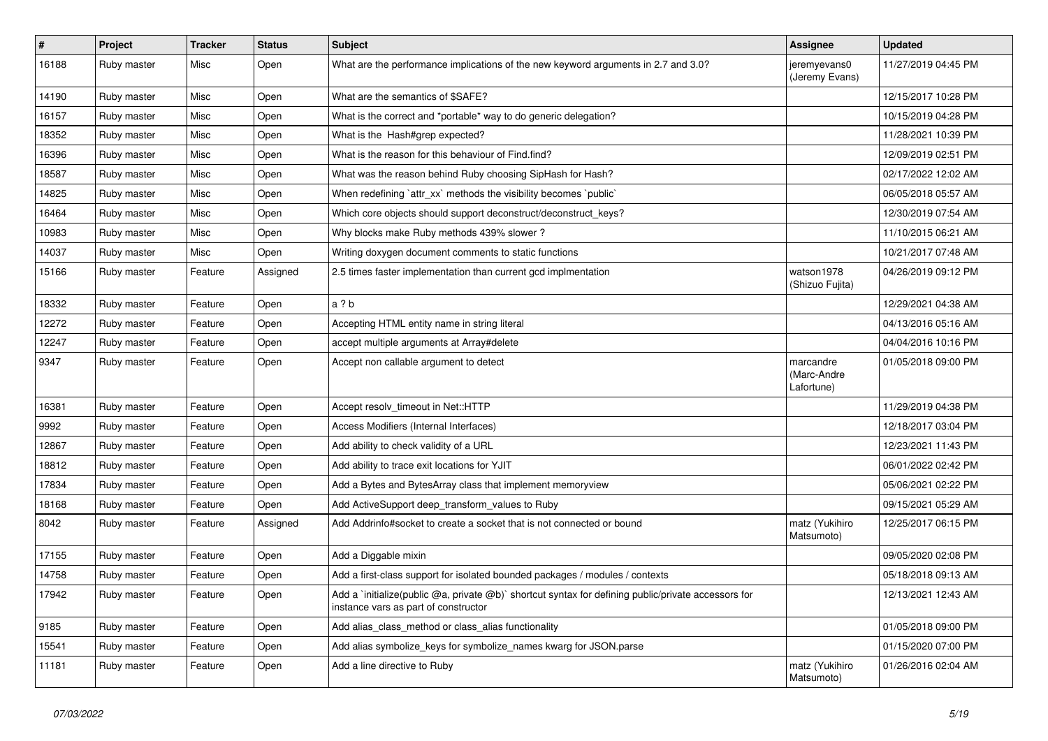| # | Project | Tracker | Status | Subject | Assignee | Updated |
|---|---|---|---|---|---|---|
| 16188 | Ruby master | Misc | Open | What are the performance implications of the new keyword arguments in 2.7 and 3.0? | jeremyevans0 (Jeremy Evans) | 11/27/2019 04:45 PM |
| 14190 | Ruby master | Misc | Open | What are the semantics of $SAFE? | | 12/15/2017 10:28 PM |
| 16157 | Ruby master | Misc | Open | What is the correct and *portable* way to do generic delegation? | | 10/15/2019 04:28 PM |
| 18352 | Ruby master | Misc | Open | What is the Hash#grep expected? | | 11/28/2021 10:39 PM |
| 16396 | Ruby master | Misc | Open | What is the reason for this behaviour of Find.find? | | 12/09/2019 02:51 PM |
| 18587 | Ruby master | Misc | Open | What was the reason behind Ruby choosing SipHash for Hash? | | 02/17/2022 12:02 AM |
| 14825 | Ruby master | Misc | Open | When redefining `attr_xx` methods the visibility becomes `public` | | 06/05/2018 05:57 AM |
| 16464 | Ruby master | Misc | Open | Which core objects should support deconstruct/deconstruct_keys? | | 12/30/2019 07:54 AM |
| 10983 | Ruby master | Misc | Open | Why blocks make Ruby methods 439% slower ? | | 11/10/2015 06:21 AM |
| 14037 | Ruby master | Misc | Open | Writing doxygen document comments to static functions | | 10/21/2017 07:48 AM |
| 15166 | Ruby master | Feature | Assigned | 2.5 times faster implementation than current gcd implmentation | watson1978 (Shizuo Fujita) | 04/26/2019 09:12 PM |
| 18332 | Ruby master | Feature | Open | a ? b | | 12/29/2021 04:38 AM |
| 12272 | Ruby master | Feature | Open | Accepting HTML entity name in string literal | | 04/13/2016 05:16 AM |
| 12247 | Ruby master | Feature | Open | accept multiple arguments at Array#delete | | 04/04/2016 10:16 PM |
| 9347 | Ruby master | Feature | Open | Accept non callable argument to detect | marcandre (Marc-Andre Lafortune) | 01/05/2018 09:00 PM |
| 16381 | Ruby master | Feature | Open | Accept resolv_timeout in Net::HTTP | | 11/29/2019 04:38 PM |
| 9992 | Ruby master | Feature | Open | Access Modifiers (Internal Interfaces) | | 12/18/2017 03:04 PM |
| 12867 | Ruby master | Feature | Open | Add ability to check validity of a URL | | 12/23/2021 11:43 PM |
| 18812 | Ruby master | Feature | Open | Add ability to trace exit locations for YJIT | | 06/01/2022 02:42 PM |
| 17834 | Ruby master | Feature | Open | Add a Bytes and BytesArray class that implement memoryview | | 05/06/2021 02:22 PM |
| 18168 | Ruby master | Feature | Open | Add ActiveSupport deep_transform_values to Ruby | | 09/15/2021 05:29 AM |
| 8042 | Ruby master | Feature | Assigned | Add Addrinfo#socket to create a socket that is not connected or bound | matz (Yukihiro Matsumoto) | 12/25/2017 06:15 PM |
| 17155 | Ruby master | Feature | Open | Add a Diggable mixin | | 09/05/2020 02:08 PM |
| 14758 | Ruby master | Feature | Open | Add a first-class support for isolated bounded packages / modules / contexts | | 05/18/2018 09:13 AM |
| 17942 | Ruby master | Feature | Open | Add a `initialize(public @a, private @b)` shortcut syntax for defining public/private accessors for instance vars as part of constructor | | 12/13/2021 12:43 AM |
| 9185 | Ruby master | Feature | Open | Add alias_class_method or class_alias functionality | | 01/05/2018 09:00 PM |
| 15541 | Ruby master | Feature | Open | Add alias symbolize_keys for symbolize_names kwarg for JSON.parse | | 01/15/2020 07:00 PM |
| 11181 | Ruby master | Feature | Open | Add a line directive to Ruby | matz (Yukihiro Matsumoto) | 01/26/2016 02:04 AM |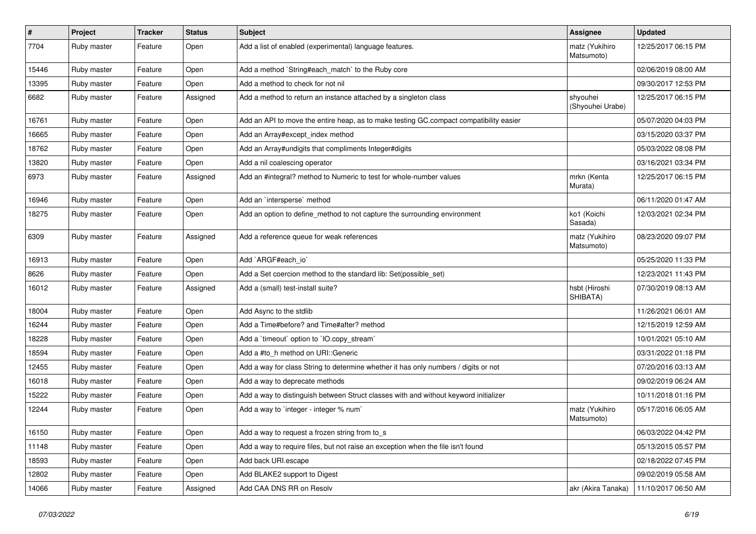| # | Project | Tracker | Status | Subject | Assignee | Updated |
|---|---|---|---|---|---|---|
| 7704 | Ruby master | Feature | Open | Add a list of enabled (experimental) language features. | matz (Yukihiro Matsumoto) | 12/25/2017 06:15 PM |
| 15446 | Ruby master | Feature | Open | Add a method `String#each_match` to the Ruby core | | 02/06/2019 08:00 AM |
| 13395 | Ruby master | Feature | Open | Add a method to check for not nil | | 09/30/2017 12:53 PM |
| 6682 | Ruby master | Feature | Assigned | Add a method to return an instance attached by a singleton class | shyouhei (Shyouhei Urabe) | 12/25/2017 06:15 PM |
| 16761 | Ruby master | Feature | Open | Add an API to move the entire heap, as to make testing GC.compact compatibility easier | | 05/07/2020 04:03 PM |
| 16665 | Ruby master | Feature | Open | Add an Array#except_index method | | 03/15/2020 03:37 PM |
| 18762 | Ruby master | Feature | Open | Add an Array#undigits that compliments Integer#digits | | 05/03/2022 08:08 PM |
| 13820 | Ruby master | Feature | Open | Add a nil coalescing operator | | 03/16/2021 03:34 PM |
| 6973 | Ruby master | Feature | Assigned | Add an #integral? method to Numeric to test for whole-number values | mrkn (Kenta Murata) | 12/25/2017 06:15 PM |
| 16946 | Ruby master | Feature | Open | Add an `intersperse` method | | 06/11/2020 01:47 AM |
| 18275 | Ruby master | Feature | Open | Add an option to define_method to not capture the surrounding environment | ko1 (Koichi Sasada) | 12/03/2021 02:34 PM |
| 6309 | Ruby master | Feature | Assigned | Add a reference queue for weak references | matz (Yukihiro Matsumoto) | 08/23/2020 09:07 PM |
| 16913 | Ruby master | Feature | Open | Add `ARGF#each_io` | | 05/25/2020 11:33 PM |
| 8626 | Ruby master | Feature | Open | Add a Set coercion method to the standard lib: Set(possible_set) | | 12/23/2021 11:43 PM |
| 16012 | Ruby master | Feature | Assigned | Add a (small) test-install suite? | hsbt (Hiroshi SHIBATA) | 07/30/2019 08:13 AM |
| 18004 | Ruby master | Feature | Open | Add Async to the stdlib | | 11/26/2021 06:01 AM |
| 16244 | Ruby master | Feature | Open | Add a Time#before? and Time#after? method | | 12/15/2019 12:59 AM |
| 18228 | Ruby master | Feature | Open | Add a `timeout` option to `IO.copy_stream` | | 10/01/2021 05:10 AM |
| 18594 | Ruby master | Feature | Open | Add a #to_h method on URI::Generic | | 03/31/2022 01:18 PM |
| 12455 | Ruby master | Feature | Open | Add a way for class String to determine whether it has only numbers / digits or not | | 07/20/2016 03:13 AM |
| 16018 | Ruby master | Feature | Open | Add a way to deprecate methods | | 09/02/2019 06:24 AM |
| 15222 | Ruby master | Feature | Open | Add a way to distinguish between Struct classes with and without keyword initializer | | 10/11/2018 01:16 PM |
| 12244 | Ruby master | Feature | Open | Add a way to `integer - integer % num` | matz (Yukihiro Matsumoto) | 05/17/2016 06:05 AM |
| 16150 | Ruby master | Feature | Open | Add a way to request a frozen string from to_s | | 06/03/2022 04:42 PM |
| 11148 | Ruby master | Feature | Open | Add a way to require files, but not raise an exception when the file isn't found | | 05/13/2015 05:57 PM |
| 18593 | Ruby master | Feature | Open | Add back URI.escape | | 02/18/2022 07:45 PM |
| 12802 | Ruby master | Feature | Open | Add BLAKE2 support to Digest | | 09/02/2019 05:58 AM |
| 14066 | Ruby master | Feature | Assigned | Add CAA DNS RR on Resolv | akr (Akira Tanaka) | 11/10/2017 06:50 AM |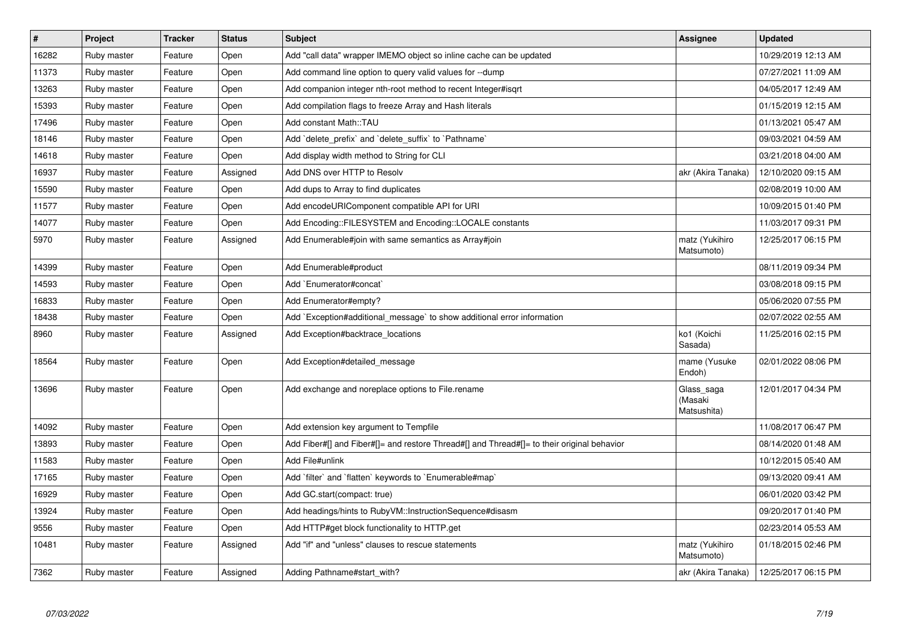| # | Project | Tracker | Status | Subject | Assignee | Updated |
|---|---|---|---|---|---|---|
| 16282 | Ruby master | Feature | Open | Add "call data" wrapper IMEMO object so inline cache can be updated | | 10/29/2019 12:13 AM |
| 11373 | Ruby master | Feature | Open | Add command line option to query valid values for --dump | | 07/27/2021 11:09 AM |
| 13263 | Ruby master | Feature | Open | Add companion integer nth-root method to recent Integer#isqrt | | 04/05/2017 12:49 AM |
| 15393 | Ruby master | Feature | Open | Add compilation flags to freeze Array and Hash literals | | 01/15/2019 12:15 AM |
| 17496 | Ruby master | Feature | Open | Add constant Math::TAU | | 01/13/2021 05:47 AM |
| 18146 | Ruby master | Feature | Open | Add `delete_prefix` and `delete_suffix` to `Pathname` | | 09/03/2021 04:59 AM |
| 14618 | Ruby master | Feature | Open | Add display width method to String for CLI | | 03/21/2018 04:00 AM |
| 16937 | Ruby master | Feature | Assigned | Add DNS over HTTP to Resolv | akr (Akira Tanaka) | 12/10/2020 09:15 AM |
| 15590 | Ruby master | Feature | Open | Add dups to Array to find duplicates | | 02/08/2019 10:00 AM |
| 11577 | Ruby master | Feature | Open | Add encodeURIComponent compatible API for URI | | 10/09/2015 01:40 PM |
| 14077 | Ruby master | Feature | Open | Add Encoding::FILESYSTEM and Encoding::LOCALE constants | | 11/03/2017 09:31 PM |
| 5970 | Ruby master | Feature | Assigned | Add Enumerable#join with same semantics as Array#join | matz (Yukihiro Matsumoto) | 12/25/2017 06:15 PM |
| 14399 | Ruby master | Feature | Open | Add Enumerable#product | | 08/11/2019 09:34 PM |
| 14593 | Ruby master | Feature | Open | Add `Enumerator#concat` | | 03/08/2018 09:15 PM |
| 16833 | Ruby master | Feature | Open | Add Enumerator#empty? | | 05/06/2020 07:55 PM |
| 18438 | Ruby master | Feature | Open | Add `Exception#additional_message` to show additional error information | | 02/07/2022 02:55 AM |
| 8960 | Ruby master | Feature | Assigned | Add Exception#backtrace_locations | ko1 (Koichi Sasada) | 11/25/2016 02:15 PM |
| 18564 | Ruby master | Feature | Open | Add Exception#detailed_message | mame (Yusuke Endoh) | 02/01/2022 08:06 PM |
| 13696 | Ruby master | Feature | Open | Add exchange and noreplace options to File.rename | Glass_saga (Masaki Matsushita) | 12/01/2017 04:34 PM |
| 14092 | Ruby master | Feature | Open | Add extension key argument to Tempfile | | 11/08/2017 06:47 PM |
| 13893 | Ruby master | Feature | Open | Add Fiber#[] and Fiber#[]= and restore Thread#[] and Thread#[]= to their original behavior | | 08/14/2020 01:48 AM |
| 11583 | Ruby master | Feature | Open | Add File#unlink | | 10/12/2015 05:40 AM |
| 17165 | Ruby master | Feature | Open | Add `filter` and `flatten` keywords to `Enumerable#map` | | 09/13/2020 09:41 AM |
| 16929 | Ruby master | Feature | Open | Add GC.start(compact: true) | | 06/01/2020 03:42 PM |
| 13924 | Ruby master | Feature | Open | Add headings/hints to RubyVM::InstructionSequence#disasm | | 09/20/2017 01:40 PM |
| 9556 | Ruby master | Feature | Open | Add HTTP#get block functionality to HTTP.get | | 02/23/2014 05:53 AM |
| 10481 | Ruby master | Feature | Assigned | Add "if" and "unless" clauses to rescue statements | matz (Yukihiro Matsumoto) | 01/18/2015 02:46 PM |
| 7362 | Ruby master | Feature | Assigned | Adding Pathname#start_with? | akr (Akira Tanaka) | 12/25/2017 06:15 PM |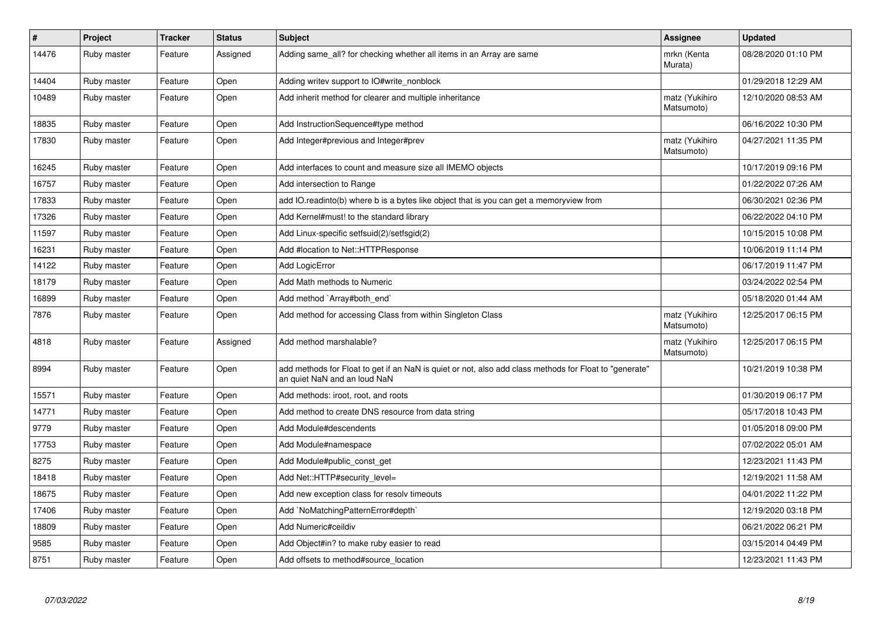| # | Project | Tracker | Status | Subject | Assignee | Updated |
|---|---|---|---|---|---|---|
| 14476 | Ruby master | Feature | Assigned | Adding same_all? for checking whether all items in an Array are same | mrkn (Kenta Murata) | 08/28/2020 01:10 PM |
| 14404 | Ruby master | Feature | Open | Adding writev support to IO#write_nonblock | | 01/29/2018 12:29 AM |
| 10489 | Ruby master | Feature | Open | Add inherit method for clearer and multiple inheritance | matz (Yukihiro Matsumoto) | 12/10/2020 08:53 AM |
| 18835 | Ruby master | Feature | Open | Add InstructionSequence#type method | | 06/16/2022 10:30 PM |
| 17830 | Ruby master | Feature | Open | Add Integer#previous and Integer#prev | matz (Yukihiro Matsumoto) | 04/27/2021 11:35 PM |
| 16245 | Ruby master | Feature | Open | Add interfaces to count and measure size all IMEMO objects | | 10/17/2019 09:16 PM |
| 16757 | Ruby master | Feature | Open | Add intersection to Range | | 01/22/2022 07:26 AM |
| 17833 | Ruby master | Feature | Open | add IO.readinto(b) where b is a bytes like object that is you can get a memoryview from | | 06/30/2021 02:36 PM |
| 17326 | Ruby master | Feature | Open | Add Kernel#must! to the standard library | | 06/22/2022 04:10 PM |
| 11597 | Ruby master | Feature | Open | Add Linux-specific setfsuid(2)/setfsgid(2) | | 10/15/2015 10:08 PM |
| 16231 | Ruby master | Feature | Open | Add #location to Net::HTTPResponse | | 10/06/2019 11:14 PM |
| 14122 | Ruby master | Feature | Open | Add LogicError | | 06/17/2019 11:47 PM |
| 18179 | Ruby master | Feature | Open | Add Math methods to Numeric | | 03/24/2022 02:54 PM |
| 16899 | Ruby master | Feature | Open | Add method `Array#both_end` | | 05/18/2020 01:44 AM |
| 7876 | Ruby master | Feature | Open | Add method for accessing Class from within Singleton Class | matz (Yukihiro Matsumoto) | 12/25/2017 06:15 PM |
| 4818 | Ruby master | Feature | Assigned | Add method marshalable? | matz (Yukihiro Matsumoto) | 12/25/2017 06:15 PM |
| 8994 | Ruby master | Feature | Open | add methods for Float to get if an NaN is quiet or not, also add class methods for Float to "generate" an quiet NaN and an loud NaN | | 10/21/2019 10:38 PM |
| 15571 | Ruby master | Feature | Open | Add methods: iroot, root, and roots | | 01/30/2019 06:17 PM |
| 14771 | Ruby master | Feature | Open | Add method to create DNS resource from data string | | 05/17/2018 10:43 PM |
| 9779 | Ruby master | Feature | Open | Add Module#descendents | | 01/05/2018 09:00 PM |
| 17753 | Ruby master | Feature | Open | Add Module#namespace | | 07/02/2022 05:01 AM |
| 8275 | Ruby master | Feature | Open | Add Module#public_const_get | | 12/23/2021 11:43 PM |
| 18418 | Ruby master | Feature | Open | Add Net::HTTP#security_level= | | 12/19/2021 11:58 AM |
| 18675 | Ruby master | Feature | Open | Add new exception class for resolv timeouts | | 04/01/2022 11:22 PM |
| 17406 | Ruby master | Feature | Open | Add `NoMatchingPatternError#depth` | | 12/19/2020 03:18 PM |
| 18809 | Ruby master | Feature | Open | Add Numeric#ceildiv | | 06/21/2022 06:21 PM |
| 9585 | Ruby master | Feature | Open | Add Object#in? to make ruby easier to read | | 03/15/2014 04:49 PM |
| 8751 | Ruby master | Feature | Open | Add offsets to method#source_location | | 12/23/2021 11:43 PM |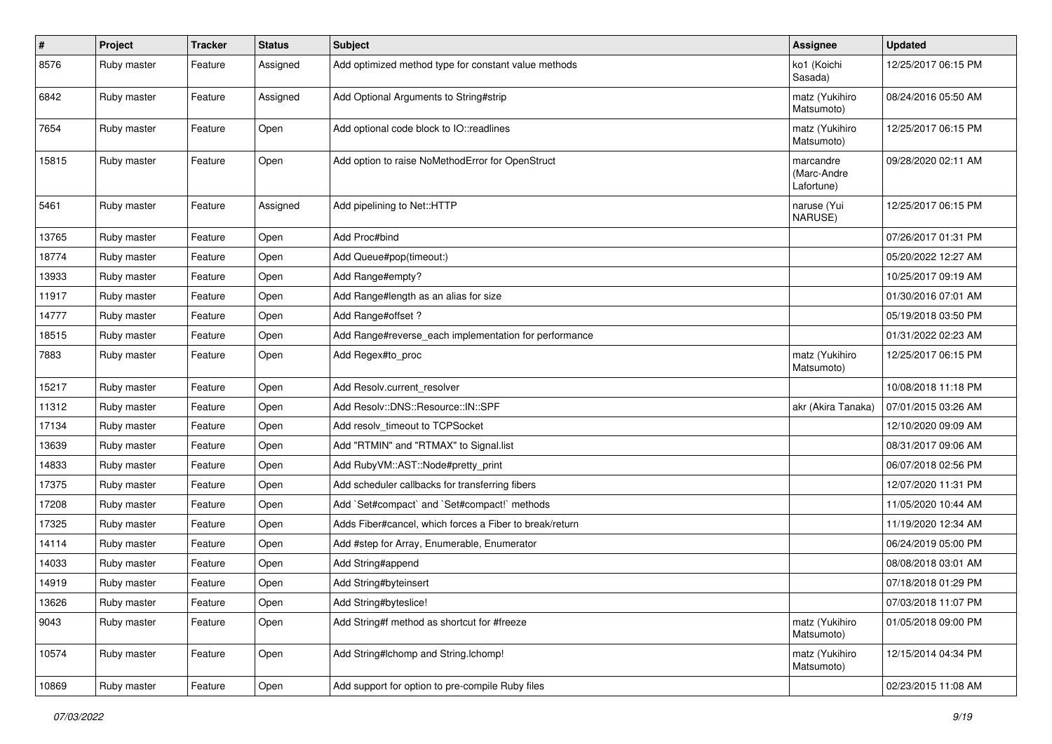| # | Project | Tracker | Status | Subject | Assignee | Updated |
|---|---|---|---|---|---|---|
| 8576 | Ruby master | Feature | Assigned | Add optimized method type for constant value methods | ko1 (Koichi Sasada) | 12/25/2017 06:15 PM |
| 6842 | Ruby master | Feature | Assigned | Add Optional Arguments to String#strip | matz (Yukihiro Matsumoto) | 08/24/2016 05:50 AM |
| 7654 | Ruby master | Feature | Open | Add optional code block to IO::readlines | matz (Yukihiro Matsumoto) | 12/25/2017 06:15 PM |
| 15815 | Ruby master | Feature | Open | Add option to raise NoMethodError for OpenStruct | marcandre (Marc-Andre Lafortune) | 09/28/2020 02:11 AM |
| 5461 | Ruby master | Feature | Assigned | Add pipelining to Net::HTTP | naruse (Yui NARUSE) | 12/25/2017 06:15 PM |
| 13765 | Ruby master | Feature | Open | Add Proc#bind | | 07/26/2017 01:31 PM |
| 18774 | Ruby master | Feature | Open | Add Queue#pop(timeout:) | | 05/20/2022 12:27 AM |
| 13933 | Ruby master | Feature | Open | Add Range#empty? | | 10/25/2017 09:19 AM |
| 11917 | Ruby master | Feature | Open | Add Range#length as an alias for size | | 01/30/2016 07:01 AM |
| 14777 | Ruby master | Feature | Open | Add Range#offset ? | | 05/19/2018 03:50 PM |
| 18515 | Ruby master | Feature | Open | Add Range#reverse_each implementation for performance | | 01/31/2022 02:23 AM |
| 7883 | Ruby master | Feature | Open | Add Regex#to_proc | matz (Yukihiro Matsumoto) | 12/25/2017 06:15 PM |
| 15217 | Ruby master | Feature | Open | Add Resolv.current_resolver | | 10/08/2018 11:18 PM |
| 11312 | Ruby master | Feature | Open | Add Resolv::DNS::Resource::IN::SPF | akr (Akira Tanaka) | 07/01/2015 03:26 AM |
| 17134 | Ruby master | Feature | Open | Add resolv_timeout to TCPSocket | | 12/10/2020 09:09 AM |
| 13639 | Ruby master | Feature | Open | Add "RTMIN" and "RTMAX" to Signal.list | | 08/31/2017 09:06 AM |
| 14833 | Ruby master | Feature | Open | Add RubyVM::AST::Node#pretty_print | | 06/07/2018 02:56 PM |
| 17375 | Ruby master | Feature | Open | Add scheduler callbacks for transferring fibers | | 12/07/2020 11:31 PM |
| 17208 | Ruby master | Feature | Open | Add `Set#compact` and `Set#compact!` methods | | 11/05/2020 10:44 AM |
| 17325 | Ruby master | Feature | Open | Adds Fiber#cancel, which forces a Fiber to break/return | | 11/19/2020 12:34 AM |
| 14114 | Ruby master | Feature | Open | Add #step for Array, Enumerable, Enumerator | | 06/24/2019 05:00 PM |
| 14033 | Ruby master | Feature | Open | Add String#append | | 08/08/2018 03:01 AM |
| 14919 | Ruby master | Feature | Open | Add String#byteinsert | | 07/18/2018 01:29 PM |
| 13626 | Ruby master | Feature | Open | Add String#byteslice! | | 07/03/2018 11:07 PM |
| 9043 | Ruby master | Feature | Open | Add String#f method as shortcut for #freeze | matz (Yukihiro Matsumoto) | 01/05/2018 09:00 PM |
| 10574 | Ruby master | Feature | Open | Add String#lchomp and String.lchomp! | matz (Yukihiro Matsumoto) | 12/15/2014 04:34 PM |
| 10869 | Ruby master | Feature | Open | Add support for option to pre-compile Ruby files | | 02/23/2015 11:08 AM |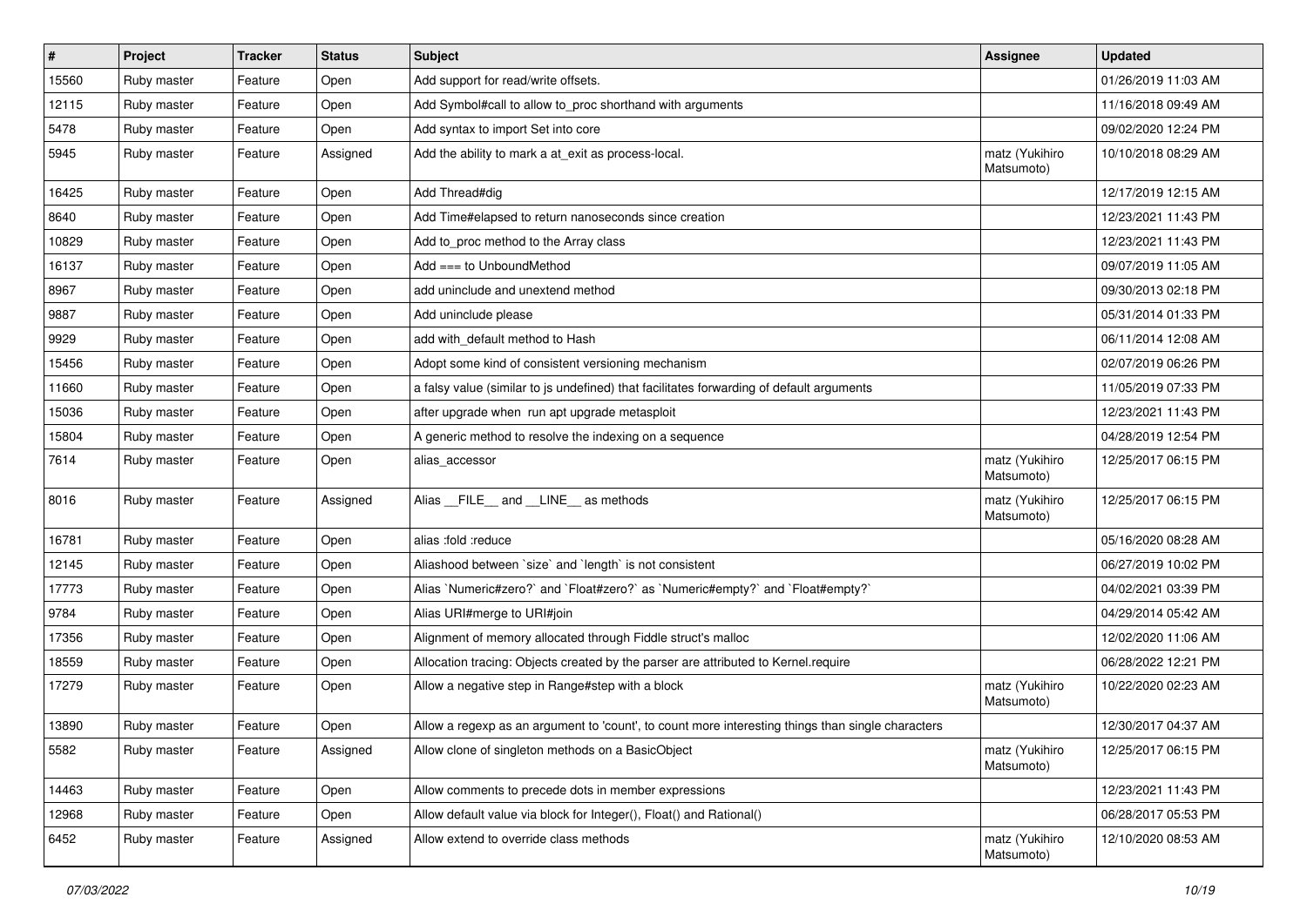| # | Project | Tracker | Status | Subject | Assignee | Updated |
|---|---|---|---|---|---|---|
| 15560 | Ruby master | Feature | Open | Add support for read/write offsets. | | 01/26/2019 11:03 AM |
| 12115 | Ruby master | Feature | Open | Add Symbol#call to allow to_proc shorthand with arguments | | 11/16/2018 09:49 AM |
| 5478 | Ruby master | Feature | Open | Add syntax to import Set into core | | 09/02/2020 12:24 PM |
| 5945 | Ruby master | Feature | Assigned | Add the ability to mark a at_exit as process-local. | matz (Yukihiro Matsumoto) | 10/10/2018 08:29 AM |
| 16425 | Ruby master | Feature | Open | Add Thread#dig | | 12/17/2019 12:15 AM |
| 8640 | Ruby master | Feature | Open | Add Time#elapsed to return nanoseconds since creation | | 12/23/2021 11:43 PM |
| 10829 | Ruby master | Feature | Open | Add to_proc method to the Array class | | 12/23/2021 11:43 PM |
| 16137 | Ruby master | Feature | Open | Add === to UnboundMethod | | 09/07/2019 11:05 AM |
| 8967 | Ruby master | Feature | Open | add uninclude and unextend method | | 09/30/2013 02:18 PM |
| 9887 | Ruby master | Feature | Open | Add uninclude please | | 05/31/2014 01:33 PM |
| 9929 | Ruby master | Feature | Open | add with_default method to Hash | | 06/11/2014 12:08 AM |
| 15456 | Ruby master | Feature | Open | Adopt some kind of consistent versioning mechanism | | 02/07/2019 06:26 PM |
| 11660 | Ruby master | Feature | Open | a falsy value (similar to js undefined) that facilitates forwarding of default arguments | | 11/05/2019 07:33 PM |
| 15036 | Ruby master | Feature | Open | after upgrade when run apt upgrade metasploit | | 12/23/2021 11:43 PM |
| 15804 | Ruby master | Feature | Open | A generic method to resolve the indexing on a sequence | | 04/28/2019 12:54 PM |
| 7614 | Ruby master | Feature | Open | alias_accessor | matz (Yukihiro Matsumoto) | 12/25/2017 06:15 PM |
| 8016 | Ruby master | Feature | Assigned | Alias __FILE__ and __LINE__ as methods | matz (Yukihiro Matsumoto) | 12/25/2017 06:15 PM |
| 16781 | Ruby master | Feature | Open | alias :fold :reduce | | 05/16/2020 08:28 AM |
| 12145 | Ruby master | Feature | Open | Aliashood between `size` and `length` is not consistent | | 06/27/2019 10:02 PM |
| 17773 | Ruby master | Feature | Open | Alias `Numeric#zero?` and `Float#zero?` as `Numeric#empty?` and `Float#empty?` | | 04/02/2021 03:39 PM |
| 9784 | Ruby master | Feature | Open | Alias URI#merge to URI#join | | 04/29/2014 05:42 AM |
| 17356 | Ruby master | Feature | Open | Alignment of memory allocated through Fiddle struct's malloc | | 12/02/2020 11:06 AM |
| 18559 | Ruby master | Feature | Open | Allocation tracing: Objects created by the parser are attributed to Kernel.require | | 06/28/2022 12:21 PM |
| 17279 | Ruby master | Feature | Open | Allow a negative step in Range#step with a block | matz (Yukihiro Matsumoto) | 10/22/2020 02:23 AM |
| 13890 | Ruby master | Feature | Open | Allow a regexp as an argument to 'count', to count more interesting things than single characters | | 12/30/2017 04:37 AM |
| 5582 | Ruby master | Feature | Assigned | Allow clone of singleton methods on a BasicObject | matz (Yukihiro Matsumoto) | 12/25/2017 06:15 PM |
| 14463 | Ruby master | Feature | Open | Allow comments to precede dots in member expressions | | 12/23/2021 11:43 PM |
| 12968 | Ruby master | Feature | Open | Allow default value via block for Integer(), Float() and Rational() | | 06/28/2017 05:53 PM |
| 6452 | Ruby master | Feature | Assigned | Allow extend to override class methods | matz (Yukihiro Matsumoto) | 12/10/2020 08:53 AM |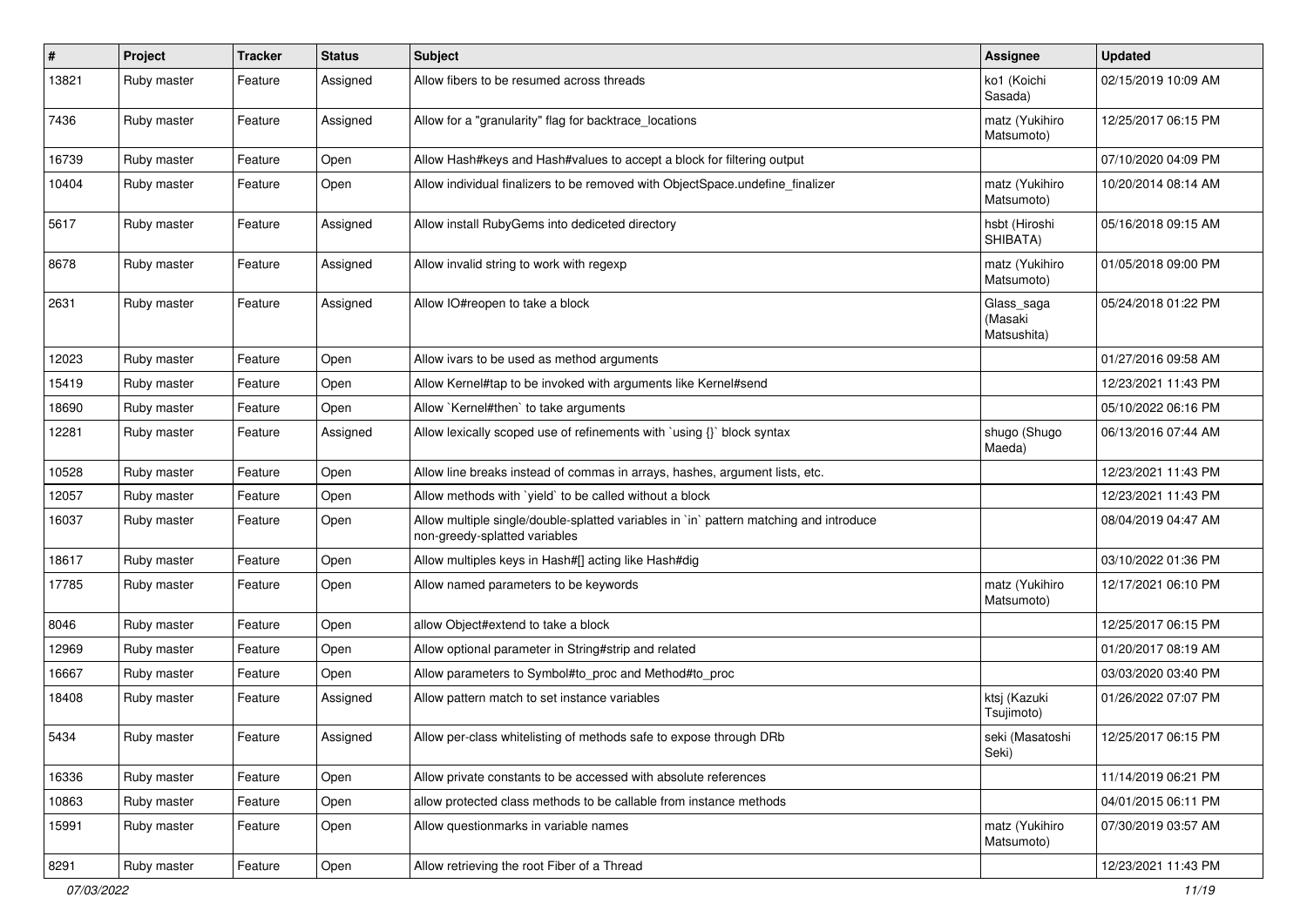| # | Project | Tracker | Status | Subject | Assignee | Updated |
|---|---|---|---|---|---|---|
| 13821 | Ruby master | Feature | Assigned | Allow fibers to be resumed across threads | ko1 (Koichi Sasada) | 02/15/2019 10:09 AM |
| 7436 | Ruby master | Feature | Assigned | Allow for a "granularity" flag for backtrace_locations | matz (Yukihiro Matsumoto) | 12/25/2017 06:15 PM |
| 16739 | Ruby master | Feature | Open | Allow Hash#keys and Hash#values to accept a block for filtering output | | 07/10/2020 04:09 PM |
| 10404 | Ruby master | Feature | Open | Allow individual finalizers to be removed with ObjectSpace.undefine_finalizer | matz (Yukihiro Matsumoto) | 10/20/2014 08:14 AM |
| 5617 | Ruby master | Feature | Assigned | Allow install RubyGems into dediceted directory | hsbt (Hiroshi SHIBATA) | 05/16/2018 09:15 AM |
| 8678 | Ruby master | Feature | Assigned | Allow invalid string to work with regexp | matz (Yukihiro Matsumoto) | 01/05/2018 09:00 PM |
| 2631 | Ruby master | Feature | Assigned | Allow IO#reopen to take a block | Glass_saga (Masaki Matsushita) | 05/24/2018 01:22 PM |
| 12023 | Ruby master | Feature | Open | Allow ivars to be used as method arguments | | 01/27/2016 09:58 AM |
| 15419 | Ruby master | Feature | Open | Allow Kernel#tap to be invoked with arguments like Kernel#send | | 12/23/2021 11:43 PM |
| 18690 | Ruby master | Feature | Open | Allow `Kernel#then` to take arguments | | 05/10/2022 06:16 PM |
| 12281 | Ruby master | Feature | Assigned | Allow lexically scoped use of refinements with `using {}` block syntax | shugo (Shugo Maeda) | 06/13/2016 07:44 AM |
| 10528 | Ruby master | Feature | Open | Allow line breaks instead of commas in arrays, hashes, argument lists, etc. | | 12/23/2021 11:43 PM |
| 12057 | Ruby master | Feature | Open | Allow methods with `yield` to be called without a block | | 12/23/2021 11:43 PM |
| 16037 | Ruby master | Feature | Open | Allow multiple single/double-splatted variables in `in` pattern matching and introduce non-greedy-splatted variables | | 08/04/2019 04:47 AM |
| 18617 | Ruby master | Feature | Open | Allow multiples keys in Hash#[] acting like Hash#dig | | 03/10/2022 01:36 PM |
| 17785 | Ruby master | Feature | Open | Allow named parameters to be keywords | matz (Yukihiro Matsumoto) | 12/17/2021 06:10 PM |
| 8046 | Ruby master | Feature | Open | allow Object#extend to take a block | | 12/25/2017 06:15 PM |
| 12969 | Ruby master | Feature | Open | Allow optional parameter in String#strip and related | | 01/20/2017 08:19 AM |
| 16667 | Ruby master | Feature | Open | Allow parameters to Symbol#to_proc and Method#to_proc | | 03/03/2020 03:40 PM |
| 18408 | Ruby master | Feature | Assigned | Allow pattern match to set instance variables | ktsj (Kazuki Tsujimoto) | 01/26/2022 07:07 PM |
| 5434 | Ruby master | Feature | Assigned | Allow per-class whitelisting of methods safe to expose through DRb | seki (Masatoshi Seki) | 12/25/2017 06:15 PM |
| 16336 | Ruby master | Feature | Open | Allow private constants to be accessed with absolute references | | 11/14/2019 06:21 PM |
| 10863 | Ruby master | Feature | Open | allow protected class methods to be callable from instance methods | | 04/01/2015 06:11 PM |
| 15991 | Ruby master | Feature | Open | Allow questionmarks in variable names | matz (Yukihiro Matsumoto) | 07/30/2019 03:57 AM |
| 8291 | Ruby master | Feature | Open | Allow retrieving the root Fiber of a Thread | | 12/23/2021 11:43 PM |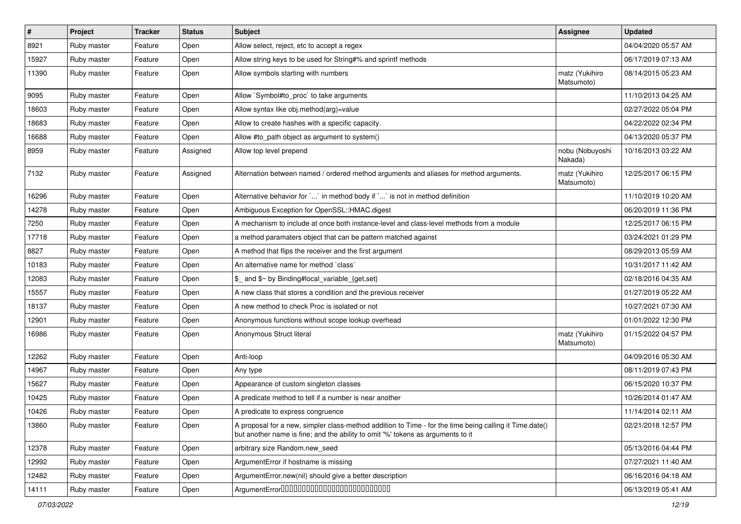| # | Project | Tracker | Status | Subject | Assignee | Updated |
|---|---|---|---|---|---|---|
| 8921 | Ruby master | Feature | Open | Allow select, reject, etc to accept a regex | | 04/04/2020 05:57 AM |
| 15927 | Ruby master | Feature | Open | Allow string keys to be used for String#% and sprintf methods | | 06/17/2019 07:13 AM |
| 11390 | Ruby master | Feature | Open | Allow symbols starting with numbers | matz (Yukihiro Matsumoto) | 08/14/2015 05:23 AM |
| 9095 | Ruby master | Feature | Open | Allow `Symbol#to_proc` to take arguments | | 11/10/2013 04:25 AM |
| 18603 | Ruby master | Feature | Open | Allow syntax like obj.method(arg)=value | | 02/27/2022 05:04 PM |
| 18683 | Ruby master | Feature | Open | Allow to create hashes with a specific capacity. | | 04/22/2022 02:34 PM |
| 16688 | Ruby master | Feature | Open | Allow #to_path object as argument to system() | | 04/13/2020 05:37 PM |
| 8959 | Ruby master | Feature | Assigned | Allow top level prepend | nobu (Nobuyoshi Nakada) | 10/16/2013 03:22 AM |
| 7132 | Ruby master | Feature | Assigned | Alternation between named / ordered method arguments and aliases for method arguments. | matz (Yukihiro Matsumoto) | 12/25/2017 06:15 PM |
| 16296 | Ruby master | Feature | Open | Alternative behavior for `...` in method body if `...` is not in method definition | | 11/10/2019 10:20 AM |
| 14278 | Ruby master | Feature | Open | Ambiguous Exception for OpenSSL::HMAC.digest | | 06/20/2019 11:36 PM |
| 7250 | Ruby master | Feature | Open | A mechanism to include at once both instance-level and class-level methods from a module | | 12/25/2017 06:15 PM |
| 17718 | Ruby master | Feature | Open | a method paramaters object that can be pattern matched against | | 03/24/2021 01:29 PM |
| 8827 | Ruby master | Feature | Open | A method that flips the receiver and the first argument | | 08/29/2013 05:59 AM |
| 10183 | Ruby master | Feature | Open | An alternative name for method `class` | | 10/31/2017 11:42 AM |
| 12083 | Ruby master | Feature | Open | $_ and $~ by Binding#local_variable_{get,set} | | 02/18/2016 04:35 AM |
| 15557 | Ruby master | Feature | Open | A new class that stores a condition and the previous receiver | | 01/27/2019 05:22 AM |
| 18137 | Ruby master | Feature | Open | A new method to check Proc is isolated or not | | 10/27/2021 07:30 AM |
| 12901 | Ruby master | Feature | Open | Anonymous functions without scope lookup overhead | | 01/01/2022 12:30 PM |
| 16986 | Ruby master | Feature | Open | Anonymous Struct literal | matz (Yukihiro Matsumoto) | 01/15/2022 04:57 PM |
| 12262 | Ruby master | Feature | Open | Anti-loop | | 04/09/2016 05:30 AM |
| 14967 | Ruby master | Feature | Open | Any type | | 08/11/2019 07:43 PM |
| 15627 | Ruby master | Feature | Open | Appearance of custom singleton classes | | 06/15/2020 10:37 PM |
| 10425 | Ruby master | Feature | Open | A predicate method to tell if a number is near another | | 10/26/2014 01:47 AM |
| 10426 | Ruby master | Feature | Open | A predicate to express congruence | | 11/14/2014 02:11 AM |
| 13860 | Ruby master | Feature | Open | A proposal for a new, simpler class-method addition to Time - for the time being calling it Time.date() but another name is fine; and the ability to omit '%' tokens as arguments to it | | 02/21/2018 12:57 PM |
| 12378 | Ruby master | Feature | Open | arbitrary size Random.new_seed | | 05/13/2016 04:44 PM |
| 12992 | Ruby master | Feature | Open | ArgumentError if hostname is missing | | 07/27/2021 11:40 AM |
| 12482 | Ruby master | Feature | Open | ArgumentError.new(nil) should give a better description | | 06/16/2016 04:18 AM |
| 14111 | Ruby master | Feature | Open | ArgumentError���������������������������� | | 06/13/2019 05:41 AM |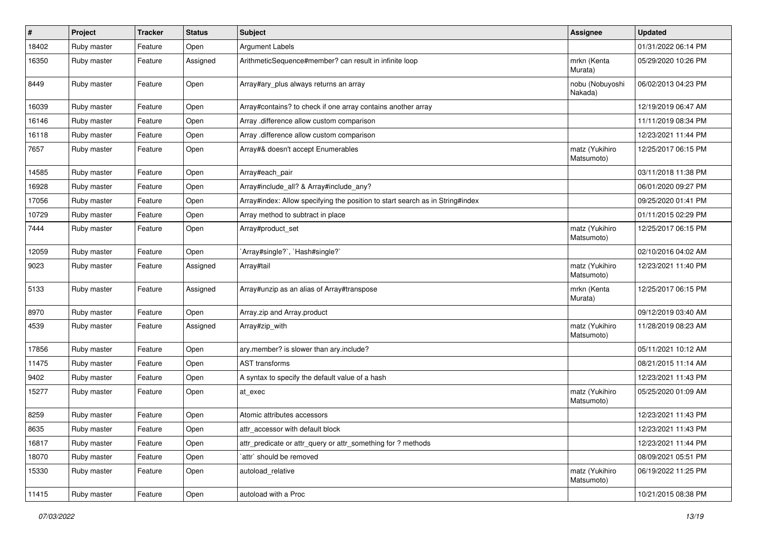| # | Project | Tracker | Status | Subject | Assignee | Updated |
|---|---|---|---|---|---|---|
| 18402 | Ruby master | Feature | Open | Argument Labels | | 01/31/2022 06:14 PM |
| 16350 | Ruby master | Feature | Assigned | ArithmeticSequence#member? can result in infinite loop | mrkn (Kenta Murata) | 05/29/2020 10:26 PM |
| 8449 | Ruby master | Feature | Open | Array#ary_plus always returns an array | nobu (Nobuyoshi Nakada) | 06/02/2013 04:23 PM |
| 16039 | Ruby master | Feature | Open | Array#contains? to check if one array contains another array | | 12/19/2019 06:47 AM |
| 16146 | Ruby master | Feature | Open | Array .difference allow custom comparison | | 11/11/2019 08:34 PM |
| 16118 | Ruby master | Feature | Open | Array .difference allow custom comparison | | 12/23/2021 11:44 PM |
| 7657 | Ruby master | Feature | Open | Array#& doesn't accept Enumerables | matz (Yukihiro Matsumoto) | 12/25/2017 06:15 PM |
| 14585 | Ruby master | Feature | Open | Array#each_pair | | 03/11/2018 11:38 PM |
| 16928 | Ruby master | Feature | Open | Array#include_all? & Array#include_any? | | 06/01/2020 09:27 PM |
| 17056 | Ruby master | Feature | Open | Array#index: Allow specifying the position to start search as in String#index | | 09/25/2020 01:41 PM |
| 10729 | Ruby master | Feature | Open | Array method to subtract in place | | 01/11/2015 02:29 PM |
| 7444 | Ruby master | Feature | Open | Array#product_set | matz (Yukihiro Matsumoto) | 12/25/2017 06:15 PM |
| 12059 | Ruby master | Feature | Open | `Array#single?`, `Hash#single?` | | 02/10/2016 04:02 AM |
| 9023 | Ruby master | Feature | Assigned | Array#tail | matz (Yukihiro Matsumoto) | 12/23/2021 11:40 PM |
| 5133 | Ruby master | Feature | Assigned | Array#unzip as an alias of Array#transpose | mrkn (Kenta Murata) | 12/25/2017 06:15 PM |
| 8970 | Ruby master | Feature | Open | Array.zip and Array.product | | 09/12/2019 03:40 AM |
| 4539 | Ruby master | Feature | Assigned | Array#zip_with | matz (Yukihiro Matsumoto) | 11/28/2019 08:23 AM |
| 17856 | Ruby master | Feature | Open | ary.member? is slower than ary.include? | | 05/11/2021 10:12 AM |
| 11475 | Ruby master | Feature | Open | AST transforms | | 08/21/2015 11:14 AM |
| 9402 | Ruby master | Feature | Open | A syntax to specify the default value of a hash | | 12/23/2021 11:43 PM |
| 15277 | Ruby master | Feature | Open | at_exec | matz (Yukihiro Matsumoto) | 05/25/2020 01:09 AM |
| 8259 | Ruby master | Feature | Open | Atomic attributes accessors | | 12/23/2021 11:43 PM |
| 8635 | Ruby master | Feature | Open | attr_accessor with default block | | 12/23/2021 11:43 PM |
| 16817 | Ruby master | Feature | Open | attr_predicate or attr_query or attr_something for ? methods | | 12/23/2021 11:44 PM |
| 18070 | Ruby master | Feature | Open | `attr` should be removed | | 08/09/2021 05:51 PM |
| 15330 | Ruby master | Feature | Open | autoload_relative | matz (Yukihiro Matsumoto) | 06/19/2022 11:25 PM |
| 11415 | Ruby master | Feature | Open | autoload with a Proc | | 10/21/2015 08:38 PM |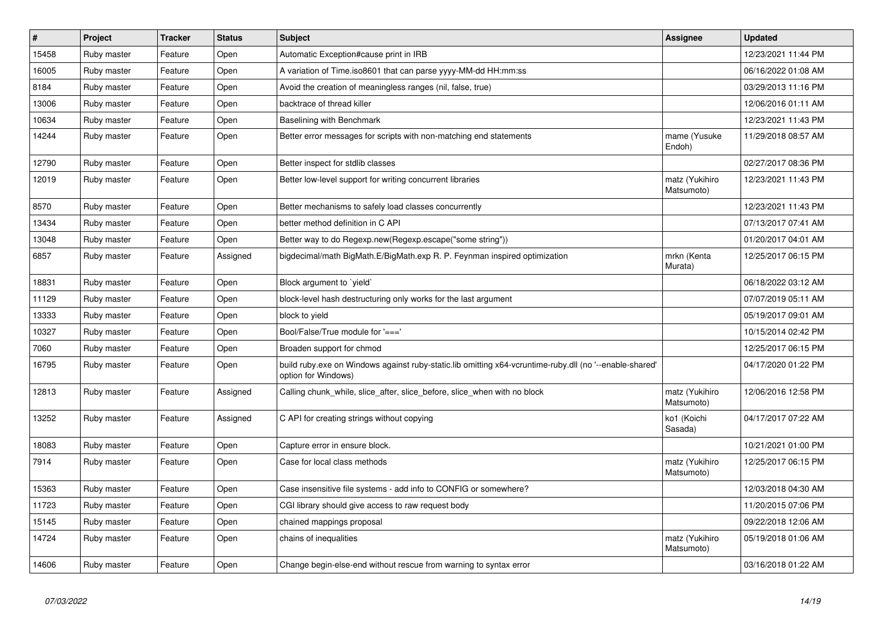| # | Project | Tracker | Status | Subject | Assignee | Updated |
|---|---|---|---|---|---|---|
| 15458 | Ruby master | Feature | Open | Automatic Exception#cause print in IRB | | 12/23/2021 11:44 PM |
| 16005 | Ruby master | Feature | Open | A variation of Time.iso8601 that can parse yyyy-MM-dd HH:mm:ss | | 06/16/2022 01:08 AM |
| 8184 | Ruby master | Feature | Open | Avoid the creation of meaningless ranges (nil, false, true) | | 03/29/2013 11:16 PM |
| 13006 | Ruby master | Feature | Open | backtrace of thread killer | | 12/06/2016 01:11 AM |
| 10634 | Ruby master | Feature | Open | Baselining with Benchmark | | 12/23/2021 11:43 PM |
| 14244 | Ruby master | Feature | Open | Better error messages for scripts with non-matching end statements | mame (Yusuke Endoh) | 11/29/2018 08:57 AM |
| 12790 | Ruby master | Feature | Open | Better inspect for stdlib classes | | 02/27/2017 08:36 PM |
| 12019 | Ruby master | Feature | Open | Better low-level support for writing concurrent libraries | matz (Yukihiro Matsumoto) | 12/23/2021 11:43 PM |
| 8570 | Ruby master | Feature | Open | Better mechanisms to safely load classes concurrently | | 12/23/2021 11:43 PM |
| 13434 | Ruby master | Feature | Open | better method definition in C API | | 07/13/2017 07:41 AM |
| 13048 | Ruby master | Feature | Open | Better way to do Regexp.new(Regexp.escape("some string")) | | 01/20/2017 04:01 AM |
| 6857 | Ruby master | Feature | Assigned | bigdecimal/math BigMath.E/BigMath.exp R. P. Feynman inspired optimization | mrkn (Kenta Murata) | 12/25/2017 06:15 PM |
| 18831 | Ruby master | Feature | Open | Block argument to `yield` | | 06/18/2022 03:12 AM |
| 11129 | Ruby master | Feature | Open | block-level hash destructuring only works for the last argument | | 07/07/2019 05:11 AM |
| 13333 | Ruby master | Feature | Open | block to yield | | 05/19/2017 09:01 AM |
| 10327 | Ruby master | Feature | Open | Bool/False/True module for '===' | | 10/15/2014 02:42 PM |
| 7060 | Ruby master | Feature | Open | Broaden support for chmod | | 12/25/2017 06:15 PM |
| 16795 | Ruby master | Feature | Open | build ruby.exe on Windows against ruby-static.lib omitting x64-vcruntime-ruby.dll (no '--enable-shared' option for Windows) | | 04/17/2020 01:22 PM |
| 12813 | Ruby master | Feature | Assigned | Calling chunk_while, slice_after, slice_before, slice_when with no block | matz (Yukihiro Matsumoto) | 12/06/2016 12:58 PM |
| 13252 | Ruby master | Feature | Assigned | C API for creating strings without copying | ko1 (Koichi Sasada) | 04/17/2017 07:22 AM |
| 18083 | Ruby master | Feature | Open | Capture error in ensure block. | | 10/21/2021 01:00 PM |
| 7914 | Ruby master | Feature | Open | Case for local class methods | matz (Yukihiro Matsumoto) | 12/25/2017 06:15 PM |
| 15363 | Ruby master | Feature | Open | Case insensitive file systems - add info to CONFIG or somewhere? | | 12/03/2018 04:30 AM |
| 11723 | Ruby master | Feature | Open | CGI library should give access to raw request body | | 11/20/2015 07:06 PM |
| 15145 | Ruby master | Feature | Open | chained mappings proposal | | 09/22/2018 12:06 AM |
| 14724 | Ruby master | Feature | Open | chains of inequalities | matz (Yukihiro Matsumoto) | 05/19/2018 01:06 AM |
| 14606 | Ruby master | Feature | Open | Change begin-else-end without rescue from warning to syntax error | | 03/16/2018 01:22 AM |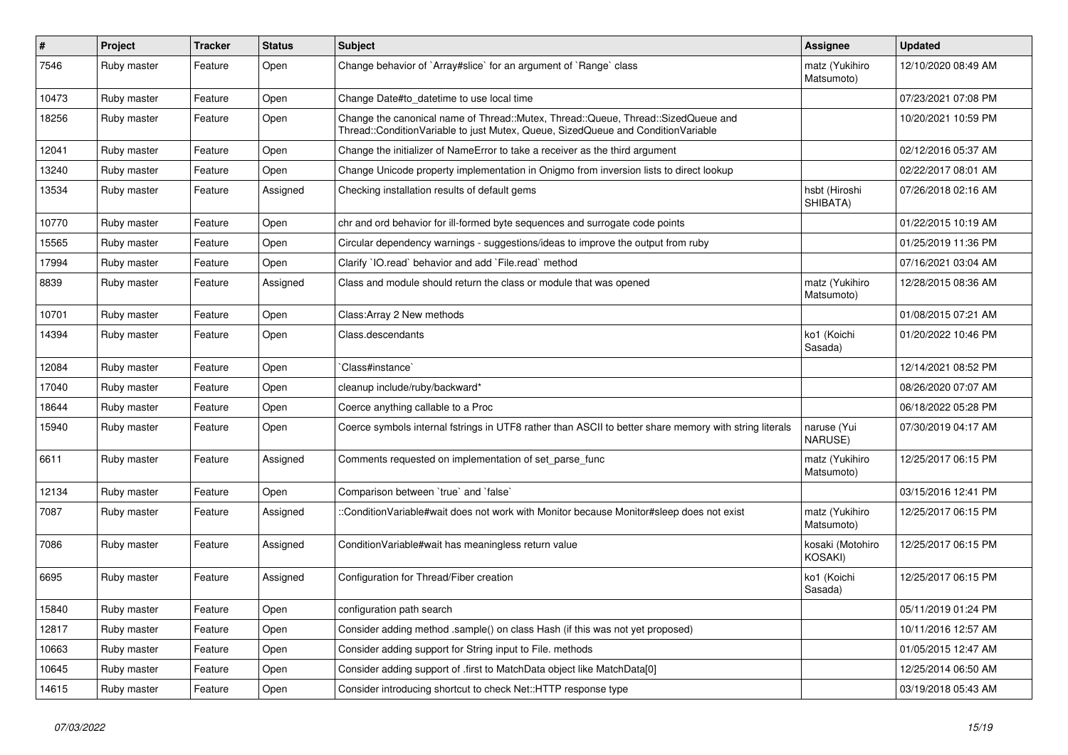| # | Project | Tracker | Status | Subject | Assignee | Updated |
|---|---|---|---|---|---|---|
| 7546 | Ruby master | Feature | Open | Change behavior of `Array#slice` for an argument of `Range` class | matz (Yukihiro Matsumoto) | 12/10/2020 08:49 AM |
| 10473 | Ruby master | Feature | Open | Change Date#to_datetime to use local time | | 07/23/2021 07:08 PM |
| 18256 | Ruby master | Feature | Open | Change the canonical name of Thread::Mutex, Thread::Queue, Thread::SizedQueue and Thread::ConditionVariable to just Mutex, Queue, SizedQueue and ConditionVariable | | 10/20/2021 10:59 PM |
| 12041 | Ruby master | Feature | Open | Change the initializer of NameError to take a receiver as the third argument | | 02/12/2016 05:37 AM |
| 13240 | Ruby master | Feature | Open | Change Unicode property implementation in Onigmo from inversion lists to direct lookup | | 02/22/2017 08:01 AM |
| 13534 | Ruby master | Feature | Assigned | Checking installation results of default gems | hsbt (Hiroshi SHIBATA) | 07/26/2018 02:16 AM |
| 10770 | Ruby master | Feature | Open | chr and ord behavior for ill-formed byte sequences and surrogate code points | | 01/22/2015 10:19 AM |
| 15565 | Ruby master | Feature | Open | Circular dependency warnings - suggestions/ideas to improve the output from ruby | | 01/25/2019 11:36 PM |
| 17994 | Ruby master | Feature | Open | Clarify `IO.read` behavior and add `File.read` method | | 07/16/2021 03:04 AM |
| 8839 | Ruby master | Feature | Assigned | Class and module should return the class or module that was opened | matz (Yukihiro Matsumoto) | 12/28/2015 08:36 AM |
| 10701 | Ruby master | Feature | Open | Class:Array 2 New methods | | 01/08/2015 07:21 AM |
| 14394 | Ruby master | Feature | Open | Class.descendants | ko1 (Koichi Sasada) | 01/20/2022 10:46 PM |
| 12084 | Ruby master | Feature | Open | `Class#instance` | | 12/14/2021 08:52 PM |
| 17040 | Ruby master | Feature | Open | cleanup include/ruby/backward* | | 08/26/2020 07:07 AM |
| 18644 | Ruby master | Feature | Open | Coerce anything callable to a Proc | | 06/18/2022 05:28 PM |
| 15940 | Ruby master | Feature | Open | Coerce symbols internal fstrings in UTF8 rather than ASCII to better share memory with string literals | naruse (Yui NARUSE) | 07/30/2019 04:17 AM |
| 6611 | Ruby master | Feature | Assigned | Comments requested on implementation of set_parse_func | matz (Yukihiro Matsumoto) | 12/25/2017 06:15 PM |
| 12134 | Ruby master | Feature | Open | Comparison between `true` and `false` | | 03/15/2016 12:41 PM |
| 7087 | Ruby master | Feature | Assigned | ::ConditionVariable#wait does not work with Monitor because Monitor#sleep does not exist | matz (Yukihiro Matsumoto) | 12/25/2017 06:15 PM |
| 7086 | Ruby master | Feature | Assigned | ConditionVariable#wait has meaningless return value | kosaki (Motohiro KOSAKI) | 12/25/2017 06:15 PM |
| 6695 | Ruby master | Feature | Assigned | Configuration for Thread/Fiber creation | ko1 (Koichi Sasada) | 12/25/2017 06:15 PM |
| 15840 | Ruby master | Feature | Open | configuration path search | | 05/11/2019 01:24 PM |
| 12817 | Ruby master | Feature | Open | Consider adding method .sample() on class Hash (if this was not yet proposed) | | 10/11/2016 12:57 AM |
| 10663 | Ruby master | Feature | Open | Consider adding support for String input to File. methods | | 01/05/2015 12:47 AM |
| 10645 | Ruby master | Feature | Open | Consider adding support of .first to MatchData object like MatchData[0] | | 12/25/2014 06:50 AM |
| 14615 | Ruby master | Feature | Open | Consider introducing shortcut to check Net::HTTP response type | | 03/19/2018 05:43 AM |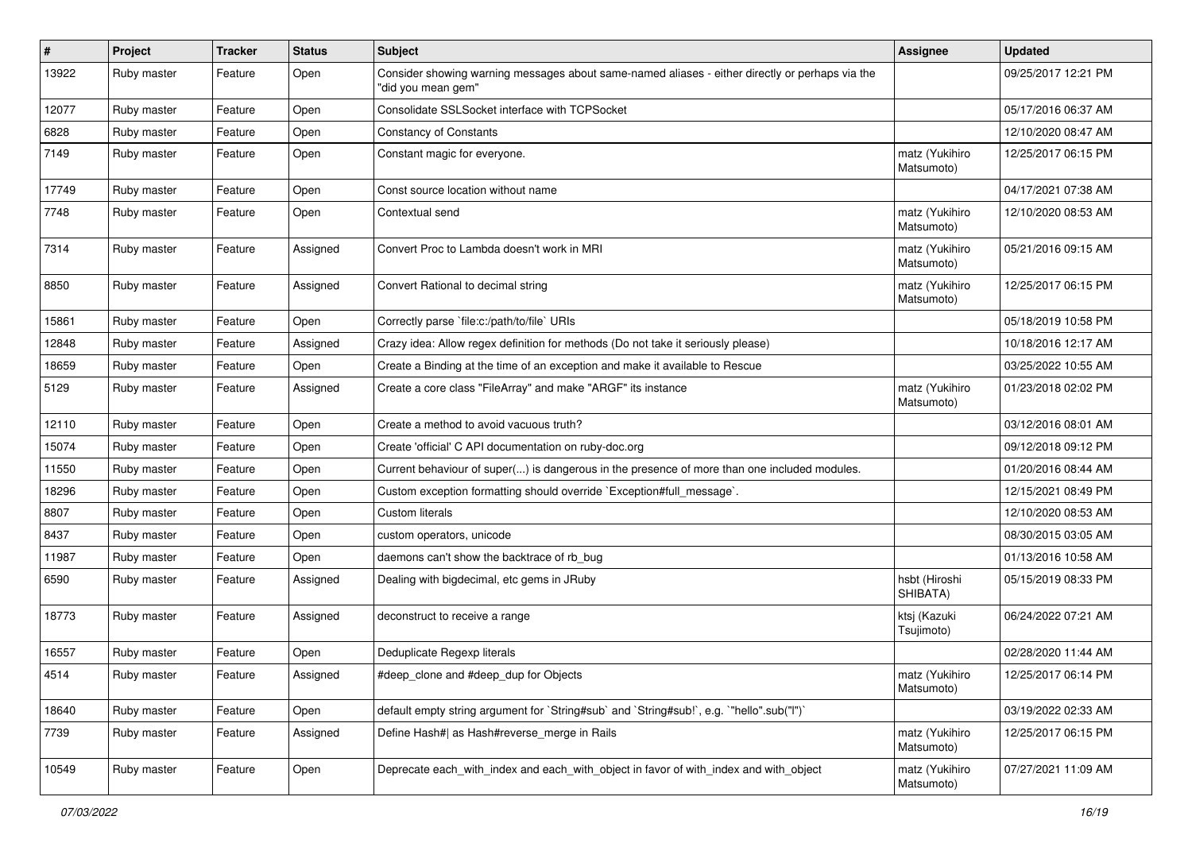| # | Project | Tracker | Status | Subject | Assignee | Updated |
|---|---|---|---|---|---|---|
| 13922 | Ruby master | Feature | Open | Consider showing warning messages about same-named aliases - either directly or perhaps via the "did you mean gem" | | 09/25/2017 12:21 PM |
| 12077 | Ruby master | Feature | Open | Consolidate SSLSocket interface with TCPSocket | | 05/17/2016 06:37 AM |
| 6828 | Ruby master | Feature | Open | Constancy of Constants | | 12/10/2020 08:47 AM |
| 7149 | Ruby master | Feature | Open | Constant magic for everyone. | matz (Yukihiro Matsumoto) | 12/25/2017 06:15 PM |
| 17749 | Ruby master | Feature | Open | Const source location without name | | 04/17/2021 07:38 AM |
| 7748 | Ruby master | Feature | Open | Contextual send | matz (Yukihiro Matsumoto) | 12/10/2020 08:53 AM |
| 7314 | Ruby master | Feature | Assigned | Convert Proc to Lambda doesn't work in MRI | matz (Yukihiro Matsumoto) | 05/21/2016 09:15 AM |
| 8850 | Ruby master | Feature | Assigned | Convert Rational to decimal string | matz (Yukihiro Matsumoto) | 12/25/2017 06:15 PM |
| 15861 | Ruby master | Feature | Open | Correctly parse `file:c:/path/to/file` URIs | | 05/18/2019 10:58 PM |
| 12848 | Ruby master | Feature | Assigned | Crazy idea: Allow regex definition for methods (Do not take it seriously please) | | 10/18/2016 12:17 AM |
| 18659 | Ruby master | Feature | Open | Create a Binding at the time of an exception and make it available to Rescue | | 03/25/2022 10:55 AM |
| 5129 | Ruby master | Feature | Assigned | Create a core class "FileArray" and make "ARGF" its instance | matz (Yukihiro Matsumoto) | 01/23/2018 02:02 PM |
| 12110 | Ruby master | Feature | Open | Create a method to avoid vacuous truth? | | 03/12/2016 08:01 AM |
| 15074 | Ruby master | Feature | Open | Create 'official' C API documentation on ruby-doc.org | | 09/12/2018 09:12 PM |
| 11550 | Ruby master | Feature | Open | Current behaviour of super(...) is dangerous in the presence of more than one included modules. | | 01/20/2016 08:44 AM |
| 18296 | Ruby master | Feature | Open | Custom exception formatting should override `Exception#full_message`. | | 12/15/2021 08:49 PM |
| 8807 | Ruby master | Feature | Open | Custom literals | | 12/10/2020 08:53 AM |
| 8437 | Ruby master | Feature | Open | custom operators, unicode | | 08/30/2015 03:05 AM |
| 11987 | Ruby master | Feature | Open | daemons can't show the backtrace of rb_bug | | 01/13/2016 10:58 AM |
| 6590 | Ruby master | Feature | Assigned | Dealing with bigdecimal, etc gems in JRuby | hsbt (Hiroshi SHIBATA) | 05/15/2019 08:33 PM |
| 18773 | Ruby master | Feature | Assigned | deconstruct to receive a range | ktsj (Kazuki Tsujimoto) | 06/24/2022 07:21 AM |
| 16557 | Ruby master | Feature | Open | Deduplicate Regexp literals | | 02/28/2020 11:44 AM |
| 4514 | Ruby master | Feature | Assigned | #deep_clone and #deep_dup for Objects | matz (Yukihiro Matsumoto) | 12/25/2017 06:14 PM |
| 18640 | Ruby master | Feature | Open | default empty string argument for `String#sub` and `String#sub!`, e.g. `"hello".sub("l")` | | 03/19/2022 02:33 AM |
| 7739 | Ruby master | Feature | Assigned | Define Hash#\| as Hash#reverse_merge in Rails | matz (Yukihiro Matsumoto) | 12/25/2017 06:15 PM |
| 10549 | Ruby master | Feature | Open | Deprecate each_with_index and each_with_object in favor of with_index and with_object | matz (Yukihiro Matsumoto) | 07/27/2021 11:09 AM |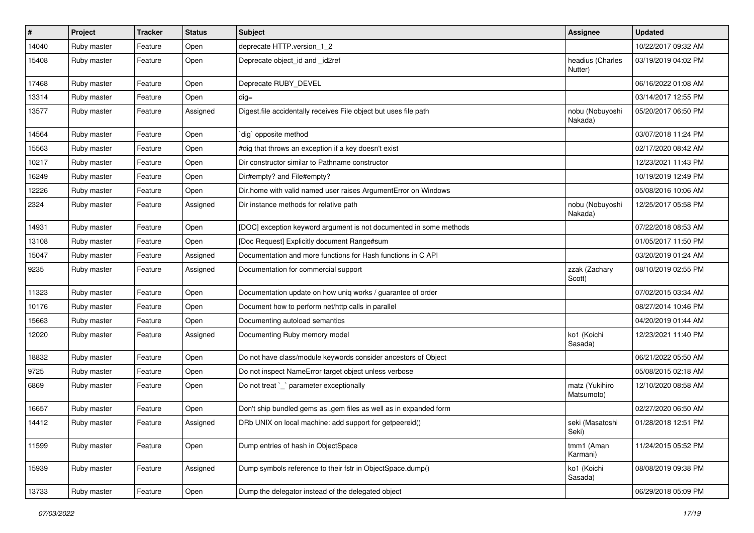| # | Project | Tracker | Status | Subject | Assignee | Updated |
|---|---|---|---|---|---|---|
| 14040 | Ruby master | Feature | Open | deprecate HTTP.version_1_2 | | 10/22/2017 09:32 AM |
| 15408 | Ruby master | Feature | Open | Deprecate object_id and _id2ref | headius (Charles Nutter) | 03/19/2019 04:02 PM |
| 17468 | Ruby master | Feature | Open | Deprecate RUBY_DEVEL | | 06/16/2022 01:08 AM |
| 13314 | Ruby master | Feature | Open | dig= | | 03/14/2017 12:55 PM |
| 13577 | Ruby master | Feature | Assigned | Digest.file accidentally receives File object but uses file path | nobu (Nobuyoshi Nakada) | 05/20/2017 06:50 PM |
| 14564 | Ruby master | Feature | Open | `dig` opposite method | | 03/07/2018 11:24 PM |
| 15563 | Ruby master | Feature | Open | #dig that throws an exception if a key doesn't exist | | 02/17/2020 08:42 AM |
| 10217 | Ruby master | Feature | Open | Dir constructor similar to Pathname constructor | | 12/23/2021 11:43 PM |
| 16249 | Ruby master | Feature | Open | Dir#empty? and File#empty? | | 10/19/2019 12:49 PM |
| 12226 | Ruby master | Feature | Open | Dir.home with valid named user raises ArgumentError on Windows | | 05/08/2016 10:06 AM |
| 2324 | Ruby master | Feature | Assigned | Dir instance methods for relative path | nobu (Nobuyoshi Nakada) | 12/25/2017 05:58 PM |
| 14931 | Ruby master | Feature | Open | [DOC] exception keyword argument is not documented in some methods | | 07/22/2018 08:53 AM |
| 13108 | Ruby master | Feature | Open | [Doc Request] Explicitly document Range#sum | | 01/05/2017 11:50 PM |
| 15047 | Ruby master | Feature | Assigned | Documentation and more functions for Hash functions in C API | | 03/20/2019 01:24 AM |
| 9235 | Ruby master | Feature | Assigned | Documentation for commercial support | zzak (Zachary Scott) | 08/10/2019 02:55 PM |
| 11323 | Ruby master | Feature | Open | Documentation update on how uniq works / guarantee of order | | 07/02/2015 03:34 AM |
| 10176 | Ruby master | Feature | Open | Document how to perform net/http calls in parallel | | 08/27/2014 10:46 PM |
| 15663 | Ruby master | Feature | Open | Documenting autoload semantics | | 04/20/2019 01:44 AM |
| 12020 | Ruby master | Feature | Assigned | Documenting Ruby memory model | ko1 (Koichi Sasada) | 12/23/2021 11:40 PM |
| 18832 | Ruby master | Feature | Open | Do not have class/module keywords consider ancestors of Object | | 06/21/2022 05:50 AM |
| 9725 | Ruby master | Feature | Open | Do not inspect NameError target object unless verbose | | 05/08/2015 02:18 AM |
| 6869 | Ruby master | Feature | Open | Do not treat `_` parameter exceptionally | matz (Yukihiro Matsumoto) | 12/10/2020 08:58 AM |
| 16657 | Ruby master | Feature | Open | Don't ship bundled gems as .gem files as well as in expanded form | | 02/27/2020 06:50 AM |
| 14412 | Ruby master | Feature | Assigned | DRb UNIX on local machine: add support for getpeereid() | seki (Masatoshi Seki) | 01/28/2018 12:51 PM |
| 11599 | Ruby master | Feature | Open | Dump entries of hash in ObjectSpace | tmm1 (Aman Karmani) | 11/24/2015 05:52 PM |
| 15939 | Ruby master | Feature | Assigned | Dump symbols reference to their fstr in ObjectSpace.dump() | ko1 (Koichi Sasada) | 08/08/2019 09:38 PM |
| 13733 | Ruby master | Feature | Open | Dump the delegator instead of the delegated object | | 06/29/2018 05:09 PM |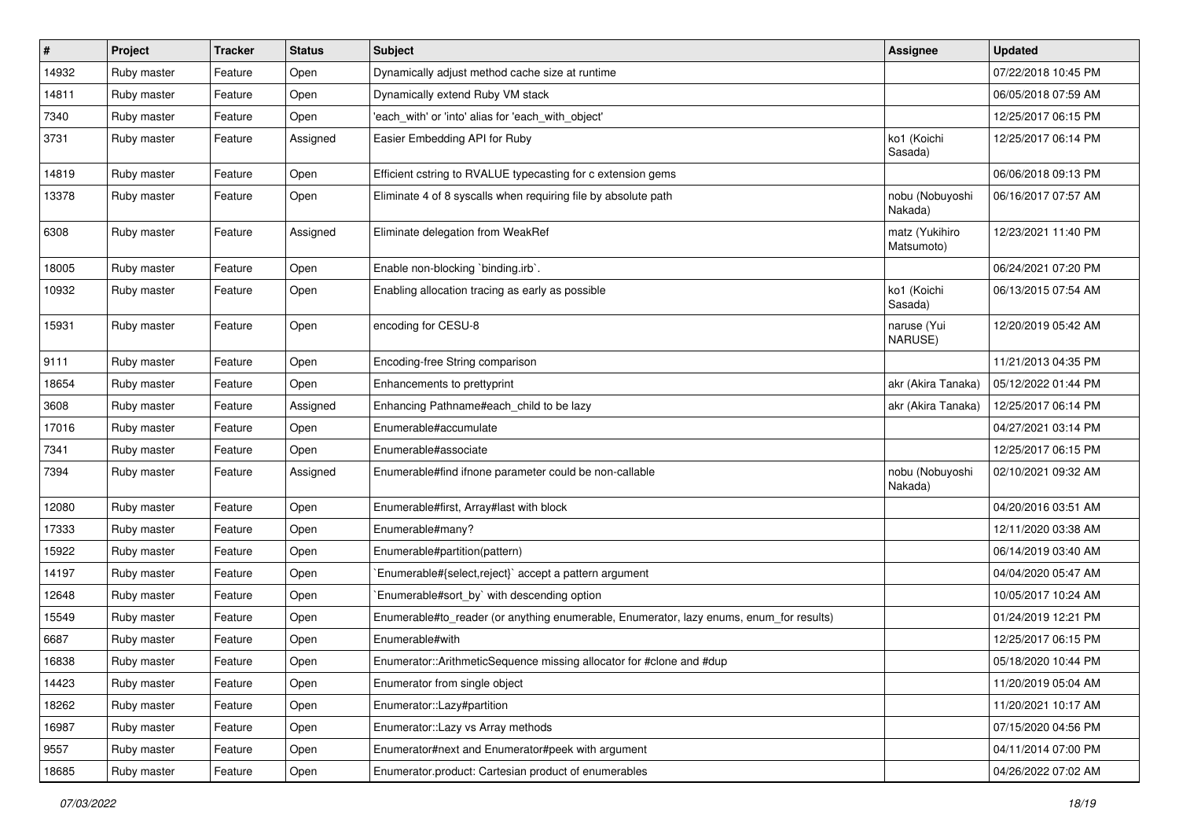| # | Project | Tracker | Status | Subject | Assignee | Updated |
|---|---|---|---|---|---|---|
| 14932 | Ruby master | Feature | Open | Dynamically adjust method cache size at runtime | | 07/22/2018 10:45 PM |
| 14811 | Ruby master | Feature | Open | Dynamically extend Ruby VM stack | | 06/05/2018 07:59 AM |
| 7340 | Ruby master | Feature | Open | 'each_with' or 'into' alias for 'each_with_object' | | 12/25/2017 06:15 PM |
| 3731 | Ruby master | Feature | Assigned | Easier Embedding API for Ruby | ko1 (Koichi Sasada) | 12/25/2017 06:14 PM |
| 14819 | Ruby master | Feature | Open | Efficient cstring to RVALUE typecasting for c extension gems | | 06/06/2018 09:13 PM |
| 13378 | Ruby master | Feature | Open | Eliminate 4 of 8 syscalls when requiring file by absolute path | nobu (Nobuyoshi Nakada) | 06/16/2017 07:57 AM |
| 6308 | Ruby master | Feature | Assigned | Eliminate delegation from WeakRef | matz (Yukihiro Matsumoto) | 12/23/2021 11:40 PM |
| 18005 | Ruby master | Feature | Open | Enable non-blocking `binding.irb`. | | 06/24/2021 07:20 PM |
| 10932 | Ruby master | Feature | Open | Enabling allocation tracing as early as possible | ko1 (Koichi Sasada) | 06/13/2015 07:54 AM |
| 15931 | Ruby master | Feature | Open | encoding for CESU-8 | naruse (Yui NARUSE) | 12/20/2019 05:42 AM |
| 9111 | Ruby master | Feature | Open | Encoding-free String comparison | | 11/21/2013 04:35 PM |
| 18654 | Ruby master | Feature | Open | Enhancements to prettyprint | akr (Akira Tanaka) | 05/12/2022 01:44 PM |
| 3608 | Ruby master | Feature | Assigned | Enhancing Pathname#each_child to be lazy | akr (Akira Tanaka) | 12/25/2017 06:14 PM |
| 17016 | Ruby master | Feature | Open | Enumerable#accumulate | | 04/27/2021 03:14 PM |
| 7341 | Ruby master | Feature | Open | Enumerable#associate | | 12/25/2017 06:15 PM |
| 7394 | Ruby master | Feature | Assigned | Enumerable#find ifnone parameter could be non-callable | nobu (Nobuyoshi Nakada) | 02/10/2021 09:32 AM |
| 12080 | Ruby master | Feature | Open | Enumerable#first, Array#last with block | | 04/20/2016 03:51 AM |
| 17333 | Ruby master | Feature | Open | Enumerable#many? | | 12/11/2020 03:38 AM |
| 15922 | Ruby master | Feature | Open | Enumerable#partition(pattern) | | 06/14/2019 03:40 AM |
| 14197 | Ruby master | Feature | Open | `Enumerable#{select,reject}` accept a pattern argument | | 04/04/2020 05:47 AM |
| 12648 | Ruby master | Feature | Open | `Enumerable#sort_by` with descending option | | 10/05/2017 10:24 AM |
| 15549 | Ruby master | Feature | Open | Enumerable#to_reader (or anything enumerable, Enumerator, lazy enums, enum_for results) | | 01/24/2019 12:21 PM |
| 6687 | Ruby master | Feature | Open | Enumerable#with | | 12/25/2017 06:15 PM |
| 16838 | Ruby master | Feature | Open | Enumerator::ArithmeticSequence missing allocator for #clone and #dup | | 05/18/2020 10:44 PM |
| 14423 | Ruby master | Feature | Open | Enumerator from single object | | 11/20/2019 05:04 AM |
| 18262 | Ruby master | Feature | Open | Enumerator::Lazy#partition | | 11/20/2021 10:17 AM |
| 16987 | Ruby master | Feature | Open | Enumerator::Lazy vs Array methods | | 07/15/2020 04:56 PM |
| 9557 | Ruby master | Feature | Open | Enumerator#next and Enumerator#peek with argument | | 04/11/2014 07:00 PM |
| 18685 | Ruby master | Feature | Open | Enumerator.product: Cartesian product of enumerables | | 04/26/2022 07:02 AM |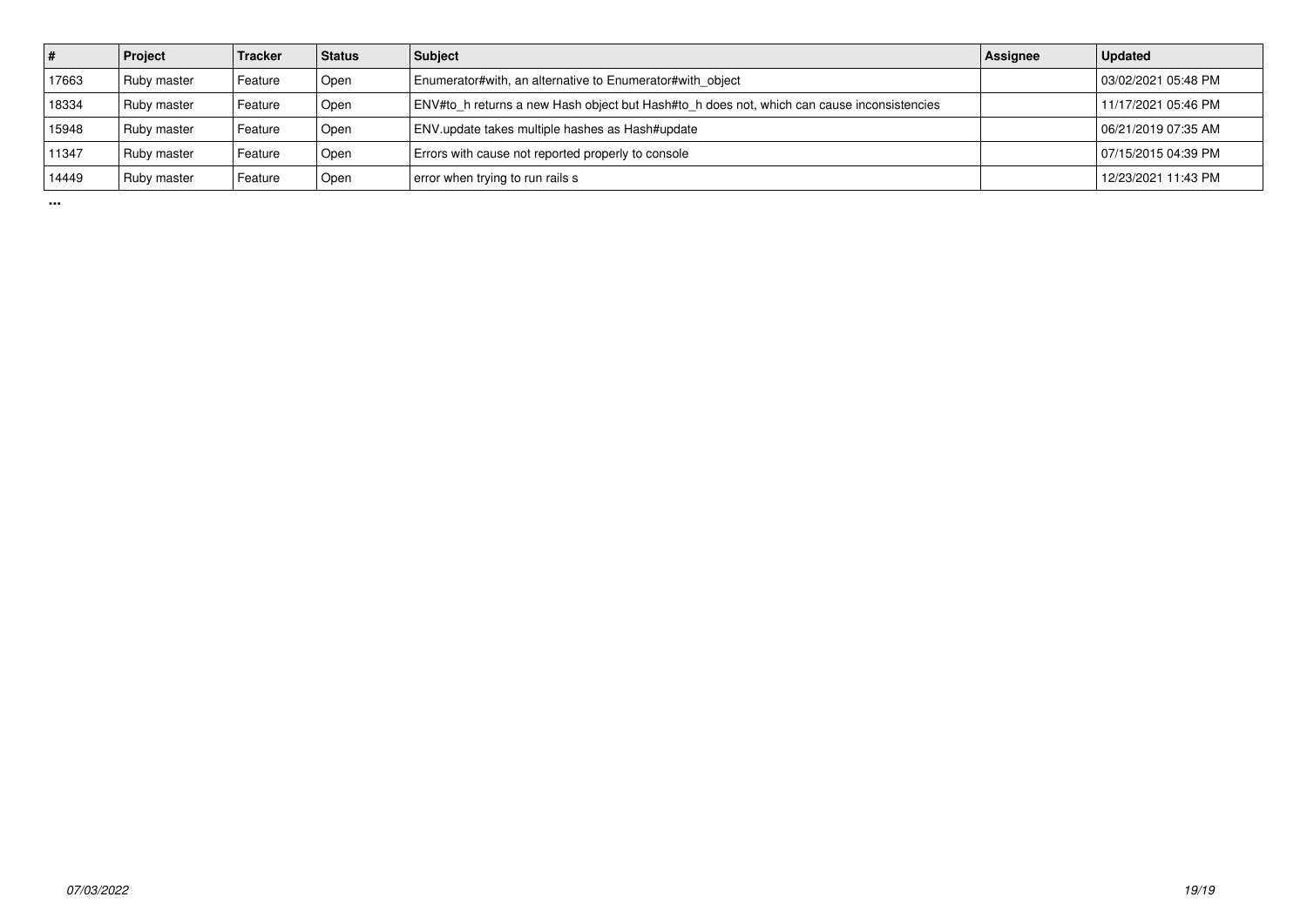| # | Project | Tracker | Status | Subject | Assignee | Updated |
|---|---|---|---|---|---|---|
| 17663 | Ruby master | Feature | Open | Enumerator#with, an alternative to Enumerator#with_object | | 03/02/2021 05:48 PM |
| 18334 | Ruby master | Feature | Open | ENV#to_h returns a new Hash object but Hash#to_h does not, which can cause inconsistencies | | 11/17/2021 05:46 PM |
| 15948 | Ruby master | Feature | Open | ENV.update takes multiple hashes as Hash#update | | 06/21/2019 07:35 AM |
| 11347 | Ruby master | Feature | Open | Errors with cause not reported properly to console | | 07/15/2015 04:39 PM |
| 14449 | Ruby master | Feature | Open | error when trying to run rails s | | 12/23/2021 11:43 PM |

...